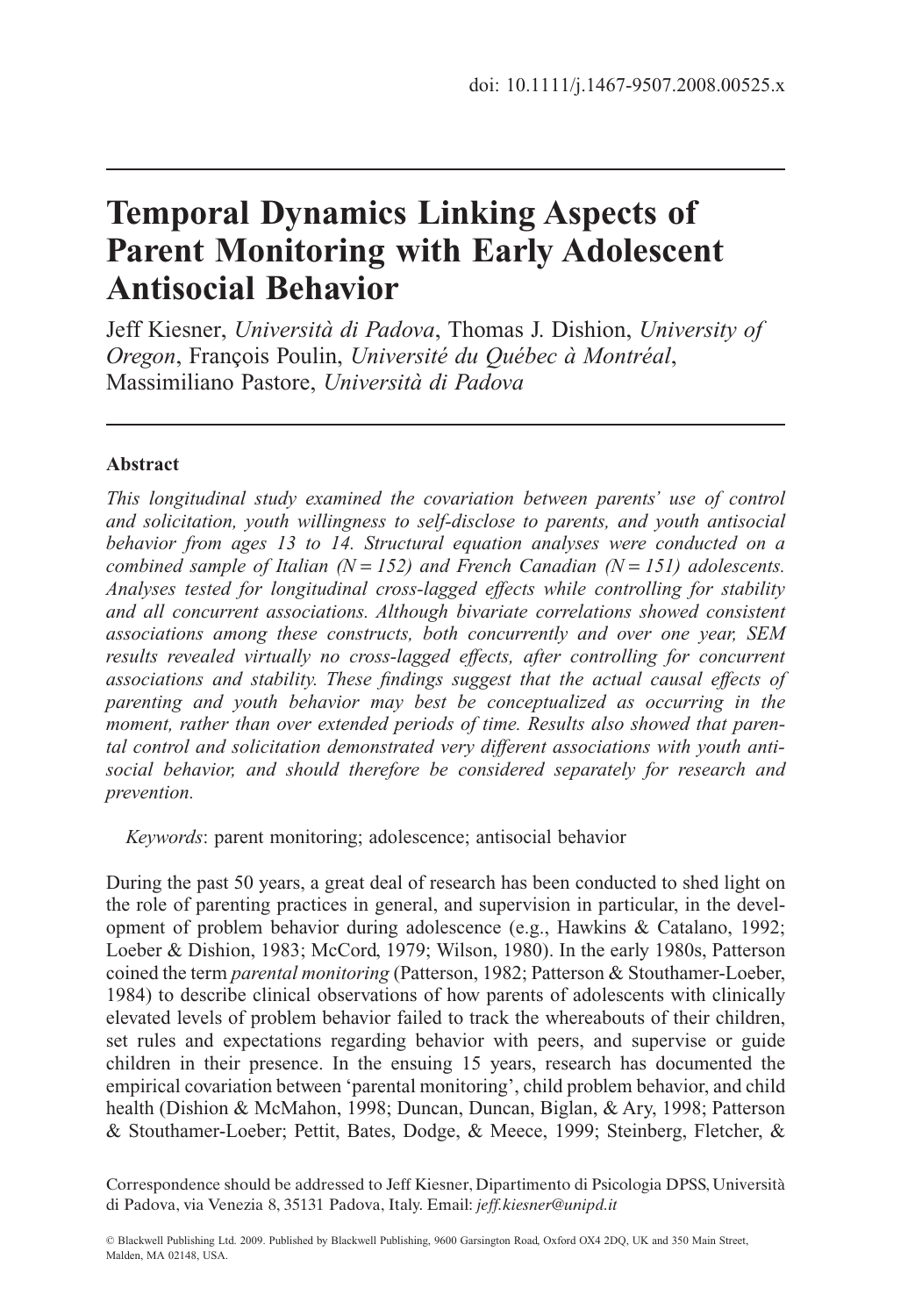doi: 10.1111/j.1467-9507.2008.00525.x

# Temporal Dynamics Linking Aspects of Parent Monitoring with Early Adolescent Antisocial Behavior

Jeff Kiesner, *Università di Padova*, Thomas J. Dishion, *University of Oregon*, François Poulin, *Université du Québec à Montréal*, Massimiliano Pastore, *Università di Padova*

### Abstract

*This longitudinal study examined the covariation between parents' use of control and solicitation, youth willingness to self-disclose to parents, and youth antisocial behavior from ages 13 to 14. Structural equation analyses were conducted on a combined sample of Italian (N = 152) and French Canadian (N = 151) adolescents. Analyses tested for longitudinal cross-lagged effects while controlling for stability and all concurrent associations. Although bivariate correlations showed consistent associations among these constructs, both concurrently and over one year, SEM results revealed virtually no cross-lagged effects, after controlling for concurrent associations and stability. These findings suggest that the actual causal effects of parenting and youth behavior may best be conceptualized as occurring in the moment, rather than over extended periods of time. Results also showed that parental control and solicitation demonstrated very different associations with youth antisocial behavior, and should therefore be considered separately for research and prevention.*

*Keywords*: parent monitoring; adolescence; antisocial behavior

During the past 50 years, a great deal of research has been conducted to shed light on the role of parenting practices in general, and supervision in particular, in the development of problem behavior during adolescence (e.g., Hawkins & Catalano, 1992; Loeber & Dishion, 1983; McCord, 1979; Wilson, 1980). In the early 1980s, Patterson coined the term *parental monitoring* (Patterson, 1982; Patterson & Stouthamer-Loeber, 1984) to describe clinical observations of how parents of adolescents with clinically elevated levels of problem behavior failed to track the whereabouts of their children, set rules and expectations regarding behavior with peers, and supervise or guide children in their presence. In the ensuing 15 years, research has documented the empirical covariation between 'parental monitoring', child problem behavior, and child health (Dishion & McMahon, 1998; Duncan, Duncan, Biglan, & Ary, 1998; Patterson & Stouthamer-Loeber; Pettit, Bates, Dodge, & Meece, 1999; Steinberg, Fletcher, &

Correspondence should be addressed to Jeff Kiesner, Dipartimento di Psicologia DPSS, Università di Padova, via Venezia 8, 35131 Padova, Italy. Email: *jeff.kiesner@unipd.it*

© Blackwell Publishing Ltd. 2009. Published by Blackwell Publishing, 9600 Garsington Road, Oxford OX4 2DQ, UK and 350 Main Street, Malden, MA 02148, USA.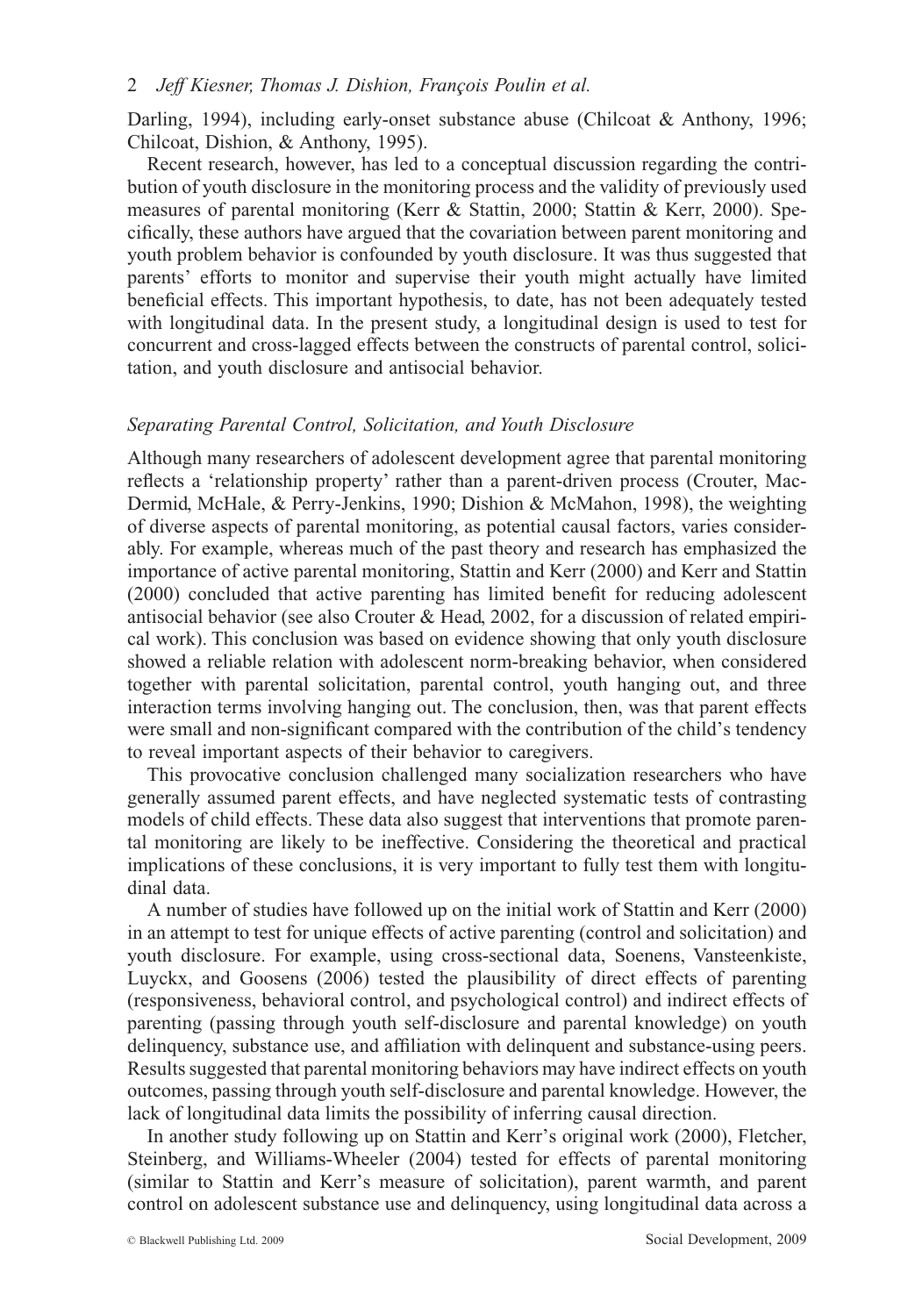Darling, 1994), including early-onset substance abuse (Chilcoat & Anthony, 1996; Chilcoat, Dishion, & Anthony, 1995).

Recent research, however, has led to a conceptual discussion regarding the contribution of youth disclosure in the monitoring process and the validity of previously used measures of parental monitoring (Kerr & Stattin, 2000; Stattin & Kerr, 2000). Specifically, these authors have argued that the covariation between parent monitoring and youth problem behavior is confounded by youth disclosure. It was thus suggested that parents' efforts to monitor and supervise their youth might actually have limited beneficial effects. This important hypothesis, to date, has not been adequately tested with longitudinal data. In the present study, a longitudinal design is used to test for concurrent and cross-lagged effects between the constructs of parental control, solicitation, and youth disclosure and antisocial behavior.

### *Separating Parental Control, Solicitation, and Youth Disclosure*

Although many researchers of adolescent development agree that parental monitoring reflects a 'relationship property' rather than a parent-driven process (Crouter, MacDermid, McHale, & Perry-Jenkins, 1990; Dishion & McMahon, 1998), the weighting of diverse aspects of parental monitoring, as potential causal factors, varies considerably. For example, whereas much of the past theory and research has emphasized the importance of active parental monitoring, Stattin and Kerr (2000) and Kerr and Stattin (2000) concluded that active parenting has limited benefit for reducing adolescent antisocial behavior (see also Crouter & Head, 2002, for a discussion of related empirical work). This conclusion was based on evidence showing that only youth disclosure showed a reliable relation with adolescent norm-breaking behavior, when considered together with parental solicitation, parental control, youth hanging out, and three interaction terms involving hanging out. The conclusion, then, was that parent effects were small and non-significant compared with the contribution of the child's tendency to reveal important aspects of their behavior to caregivers.

This provocative conclusion challenged many socialization researchers who have generally assumed parent effects, and have neglected systematic tests of contrasting models of child effects. These data also suggest that interventions that promote parental monitoring are likely to be ineffective. Considering the theoretical and practical implications of these conclusions, it is very important to fully test them with longitudinal data.

A number of studies have followed up on the initial work of Stattin and Kerr (2000) in an attempt to test for unique effects of active parenting (control and solicitation) and youth disclosure. For example, using cross-sectional data, Soenens, Vansteenkiste, Luyckx, and Goosens (2006) tested the plausibility of direct effects of parenting (responsiveness, behavioral control, and psychological control) and indirect effects of parenting (passing through youth self-disclosure and parental knowledge) on youth delinquency, substance use, and affiliation with delinquent and substance-using peers. Results suggested that parental monitoring behaviors may have indirect effects on youth outcomes, passing through youth self-disclosure and parental knowledge. However, the lack of longitudinal data limits the possibility of inferring causal direction.

In another study following up on Stattin and Kerr's original work (2000), Fletcher, Steinberg, and Williams-Wheeler (2004) tested for effects of parental monitoring (similar to Stattin and Kerr's measure of solicitation), parent warmth, and parent control on adolescent substance use and delinquency, using longitudinal data across a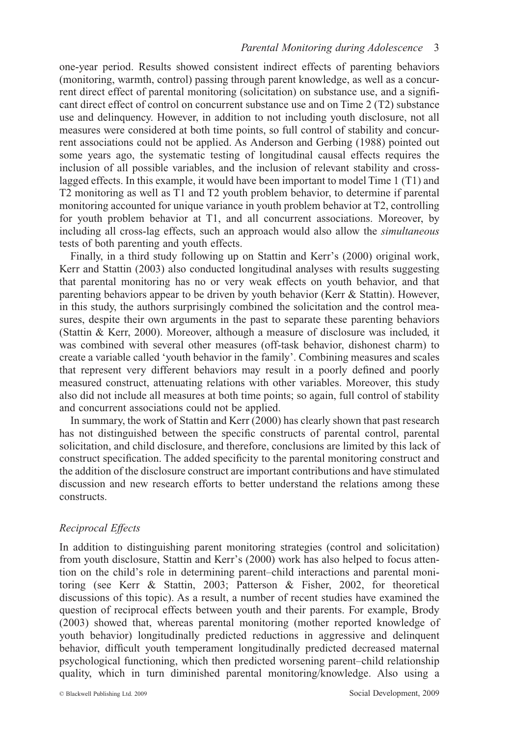one-year period. Results showed consistent indirect effects of parenting behaviors (monitoring, warmth, control) passing through parent knowledge, as well as a concurrent direct effect of parental monitoring (solicitation) on substance use, and a significant direct effect of control on concurrent substance use and on Time 2 (T2) substance use and delinquency. However, in addition to not including youth disclosure, not all measures were considered at both time points, so full control of stability and concurrent associations could not be applied. As Anderson and Gerbing (1988) pointed out some years ago, the systematic testing of longitudinal causal effects requires the inclusion of all possible variables, and the inclusion of relevant stability and cross-lagged effects. In this example, it would have been important to model Time 1 (T1) and T2 monitoring as well as T1 and T2 youth problem behavior, to determine if parental monitoring accounted for unique variance in youth problem behavior at T2, controlling for youth problem behavior at T1, and all concurrent associations. Moreover, by including all cross-lag effects, such an approach would also allow the *simultaneous* tests of both parenting and youth effects.

Finally, in a third study following up on Stattin and Kerr's (2000) original work, Kerr and Stattin (2003) also conducted longitudinal analyses with results suggesting that parental monitoring has no or very weak effects on youth behavior, and that parenting behaviors appear to be driven by youth behavior (Kerr & Stattin). However, in this study, the authors surprisingly combined the solicitation and the control measures, despite their own arguments in the past to separate these parenting behaviors (Stattin & Kerr, 2000). Moreover, although a measure of disclosure was included, it was combined with several other measures (off-task behavior, dishonest charm) to create a variable called 'youth behavior in the family'. Combining measures and scales that represent very different behaviors may result in a poorly defined and poorly measured construct, attenuating relations with other variables. Moreover, this study also did not include all measures at both time points; so again, full control of stability and concurrent associations could not be applied.

In summary, the work of Stattin and Kerr (2000) has clearly shown that past research has not distinguished between the specific constructs of parental control, parental solicitation, and child disclosure, and therefore, conclusions are limited by this lack of construct specification. The added specificity to the parental monitoring construct and the addition of the disclosure construct are important contributions and have stimulated discussion and new research efforts to better understand the relations among these constructs.

### *Reciprocal Effects*

In addition to distinguishing parent monitoring strategies (control and solicitation) from youth disclosure, Stattin and Kerr's (2000) work has also helped to focus attention on the child's role in determining parent–child interactions and parental monitoring (see Kerr & Stattin, 2003; Patterson & Fisher, 2002, for theoretical discussions of this topic). As a result, a number of recent studies have examined the question of reciprocal effects between youth and their parents. For example, Brody (2003) showed that, whereas parental monitoring (mother reported knowledge of youth behavior) longitudinally predicted reductions in aggressive and delinquent behavior, difficult youth temperament longitudinally predicted decreased maternal psychological functioning, which then predicted worsening parent–child relationship quality, which in turn diminished parental monitoring/knowledge. Also using a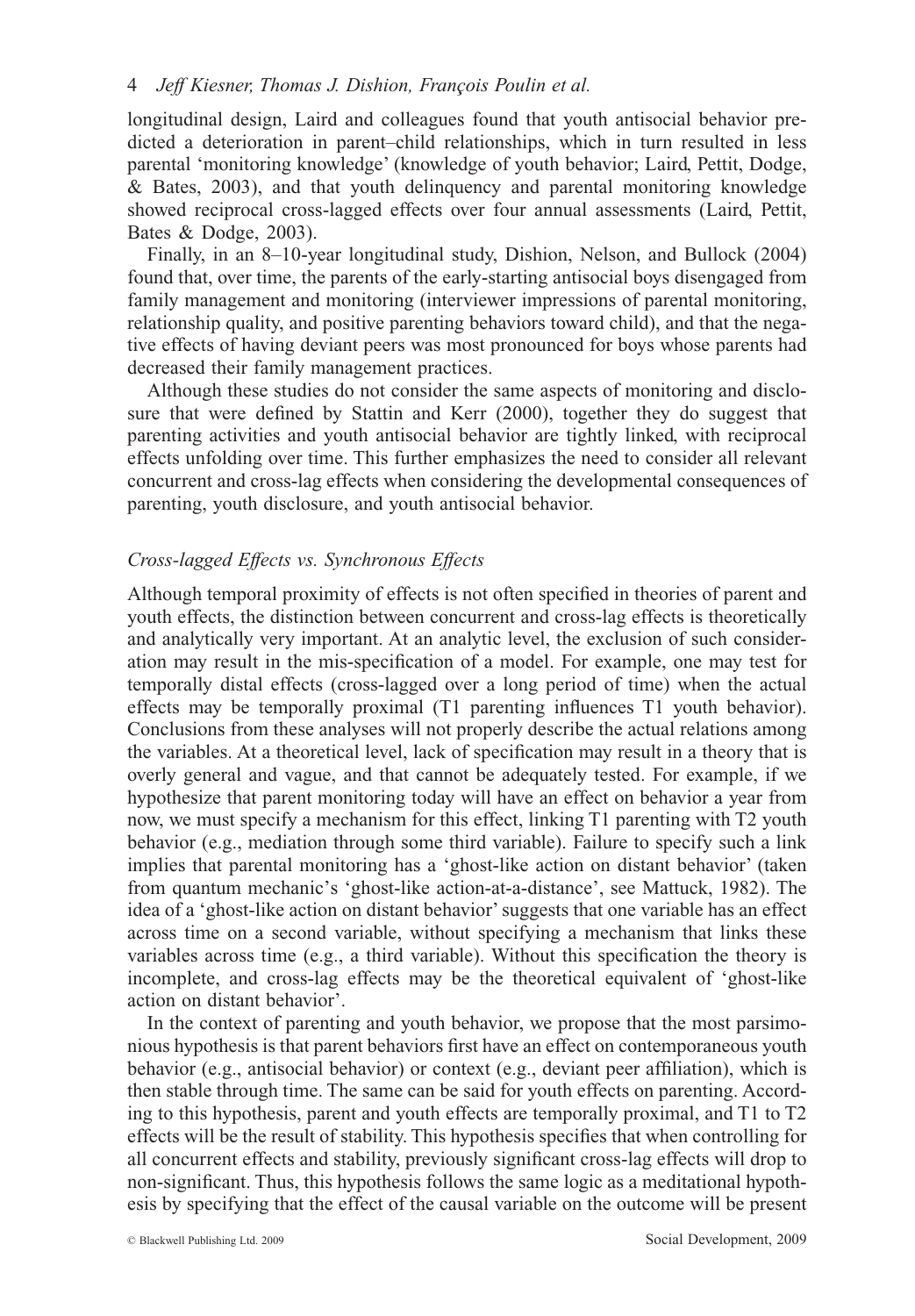longitudinal design, Laird and colleagues found that youth antisocial behavior predicted a deterioration in parent–child relationships, which in turn resulted in less parental 'monitoring knowledge' (knowledge of youth behavior; Laird, Pettit, Dodge, & Bates, 2003), and that youth delinquency and parental monitoring knowledge showed reciprocal cross-lagged effects over four annual assessments (Laird, Pettit, Bates & Dodge, 2003).

Finally, in an 8–10-year longitudinal study, Dishion, Nelson, and Bullock (2004) found that, over time, the parents of the early-starting antisocial boys disengaged from family management and monitoring (interviewer impressions of parental monitoring, relationship quality, and positive parenting behaviors toward child), and that the negative effects of having deviant peers was most pronounced for boys whose parents had decreased their family management practices.

Although these studies do not consider the same aspects of monitoring and disclosure that were defined by Stattin and Kerr (2000), together they do suggest that parenting activities and youth antisocial behavior are tightly linked, with reciprocal effects unfolding over time. This further emphasizes the need to consider all relevant concurrent and cross-lag effects when considering the developmental consequences of parenting, youth disclosure, and youth antisocial behavior.

### *Cross-lagged Effects vs. Synchronous Effects*

Although temporal proximity of effects is not often specified in theories of parent and youth effects, the distinction between concurrent and cross-lag effects is theoretically and analytically very important. At an analytic level, the exclusion of such consideration may result in the mis-specification of a model. For example, one may test for temporally distal effects (cross-lagged over a long period of time) when the actual effects may be temporally proximal (T1 parenting influences T1 youth behavior). Conclusions from these analyses will not properly describe the actual relations among the variables. At a theoretical level, lack of specification may result in a theory that is overly general and vague, and that cannot be adequately tested. For example, if we hypothesize that parent monitoring today will have an effect on behavior a year from now, we must specify a mechanism for this effect, linking T1 parenting with T2 youth behavior (e.g., mediation through some third variable). Failure to specify such a link implies that parental monitoring has a 'ghost-like action on distant behavior' (taken from quantum mechanic's 'ghost-like action-at-a-distance', see Mattuck, 1982). The idea of a 'ghost-like action on distant behavior' suggests that one variable has an effect across time on a second variable, without specifying a mechanism that links these variables across time (e.g., a third variable). Without this specification the theory is incomplete, and cross-lag effects may be the theoretical equivalent of 'ghost-like action on distant behavior'.

In the context of parenting and youth behavior, we propose that the most parsimonious hypothesis is that parent behaviors first have an effect on contemporaneous youth behavior (e.g., antisocial behavior) or context (e.g., deviant peer affiliation), which is then stable through time. The same can be said for youth effects on parenting. According to this hypothesis, parent and youth effects are temporally proximal, and T1 to T2 effects will be the result of stability. This hypothesis specifies that when controlling for all concurrent effects and stability, previously significant cross-lag effects will drop to non-significant. Thus, this hypothesis follows the same logic as a meditational hypothesis by specifying that the effect of the causal variable on the outcome will be present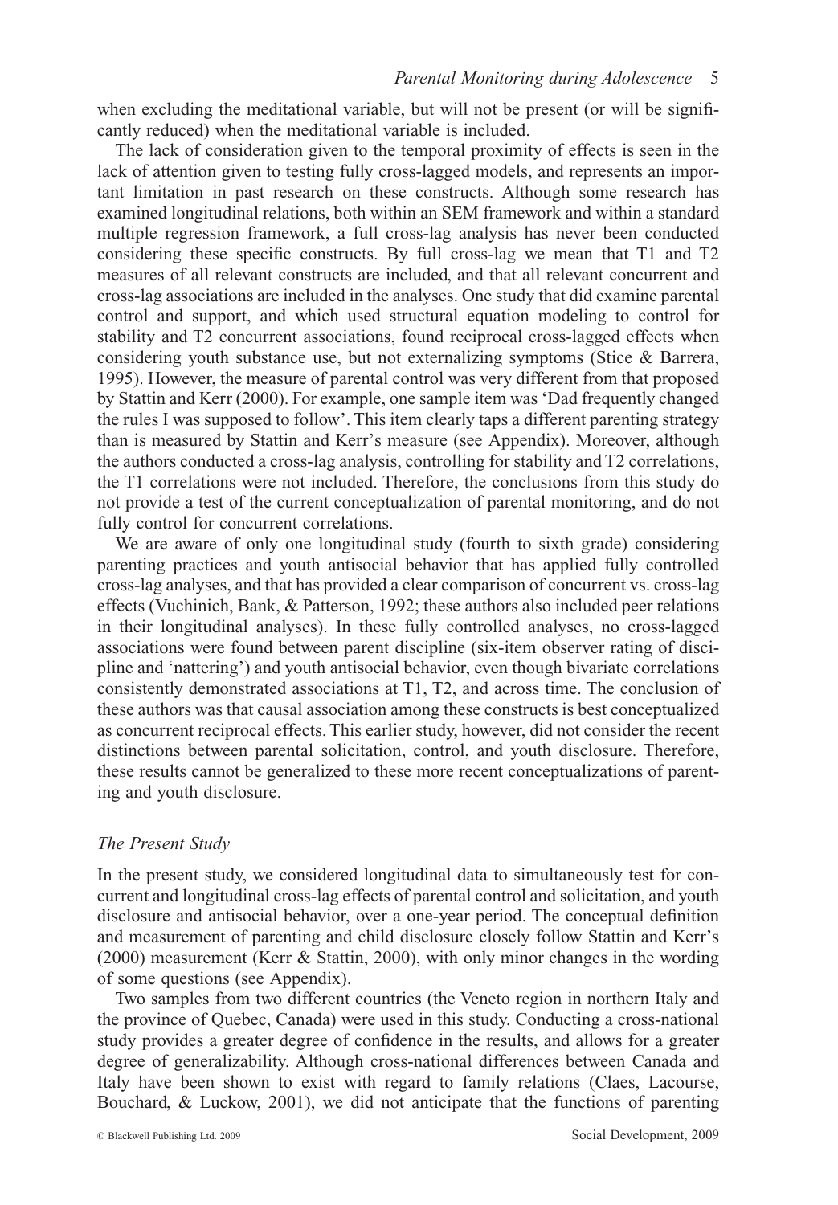when excluding the meditational variable, but will not be present (or will be significantly reduced) when the meditational variable is included.

The lack of consideration given to the temporal proximity of effects is seen in the lack of attention given to testing fully cross-lagged models, and represents an important limitation in past research on these constructs. Although some research has examined longitudinal relations, both within an SEM framework and within a standard multiple regression framework, a full cross-lag analysis has never been conducted considering these specific constructs. By full cross-lag we mean that T1 and T2 measures of all relevant constructs are included, and that all relevant concurrent and cross-lag associations are included in the analyses. One study that did examine parental control and support, and which used structural equation modeling to control for stability and T2 concurrent associations, found reciprocal cross-lagged effects when considering youth substance use, but not externalizing symptoms (Stice & Barrera, 1995). However, the measure of parental control was very different from that proposed by Stattin and Kerr (2000). For example, one sample item was 'Dad frequently changed the rules I was supposed to follow'. This item clearly taps a different parenting strategy than is measured by Stattin and Kerr's measure (see Appendix). Moreover, although the authors conducted a cross-lag analysis, controlling for stability and T2 correlations, the T1 correlations were not included. Therefore, the conclusions from this study do not provide a test of the current conceptualization of parental monitoring, and do not fully control for concurrent correlations.

We are aware of only one longitudinal study (fourth to sixth grade) considering parenting practices and youth antisocial behavior that has applied fully controlled cross-lag analyses, and that has provided a clear comparison of concurrent vs. cross-lag effects (Vuchinich, Bank, & Patterson, 1992; these authors also included peer relations in their longitudinal analyses). In these fully controlled analyses, no cross-lagged associations were found between parent discipline (six-item observer rating of discipline and 'nattering') and youth antisocial behavior, even though bivariate correlations consistently demonstrated associations at T1, T2, and across time. The conclusion of these authors was that causal association among these constructs is best conceptualized as concurrent reciprocal effects. This earlier study, however, did not consider the recent distinctions between parental solicitation, control, and youth disclosure. Therefore, these results cannot be generalized to these more recent conceptualizations of parenting and youth disclosure.

### *The Present Study*

In the present study, we considered longitudinal data to simultaneously test for concurrent and longitudinal cross-lag effects of parental control and solicitation, and youth disclosure and antisocial behavior, over a one-year period. The conceptual definition and measurement of parenting and child disclosure closely follow Stattin and Kerr's (2000) measurement (Kerr & Stattin, 2000), with only minor changes in the wording of some questions (see Appendix).

Two samples from two different countries (the Veneto region in northern Italy and the province of Quebec, Canada) were used in this study. Conducting a cross-national study provides a greater degree of confidence in the results, and allows for a greater degree of generalizability. Although cross-national differences between Canada and Italy have been shown to exist with regard to family relations (Claes, Lacourse, Bouchard, & Luckow, 2001), we did not anticipate that the functions of parenting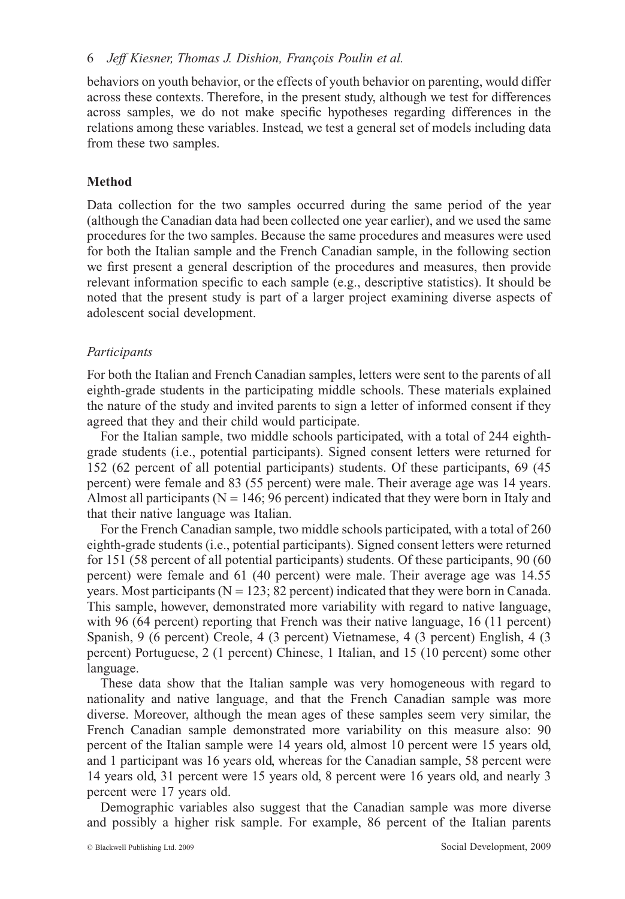behaviors on youth behavior, or the effects of youth behavior on parenting, would differ across these contexts. Therefore, in the present study, although we test for differences across samples, we do not make specific hypotheses regarding differences in the relations among these variables. Instead, we test a general set of models including data from these two samples.

## Method

Data collection for the two samples occurred during the same period of the year (although the Canadian data had been collected one year earlier), and we used the same procedures for the two samples. Because the same procedures and measures were used for both the Italian sample and the French Canadian sample, in the following section we first present a general description of the procedures and measures, then provide relevant information specific to each sample (e.g., descriptive statistics). It should be noted that the present study is part of a larger project examining diverse aspects of adolescent social development.

### *Participants*

For both the Italian and French Canadian samples, letters were sent to the parents of all eighth-grade students in the participating middle schools. These materials explained the nature of the study and invited parents to sign a letter of informed consent if they agreed that they and their child would participate.

For the Italian sample, two middle schools participated, with a total of 244 eighth-grade students (i.e., potential participants). Signed consent letters were returned for 152 (62 percent of all potential participants) students. Of these participants, 69 (45 percent) were female and 83 (55 percent) were male. Their average age was 14 years. Almost all participants (N = 146; 96 percent) indicated that they were born in Italy and that their native language was Italian.

For the French Canadian sample, two middle schools participated, with a total of 260 eighth-grade students (i.e., potential participants). Signed consent letters were returned for 151 (58 percent of all potential participants) students. Of these participants, 90 (60 percent) were female and 61 (40 percent) were male. Their average age was 14.55 years. Most participants (N = 123; 82 percent) indicated that they were born in Canada. This sample, however, demonstrated more variability with regard to native language, with 96 (64 percent) reporting that French was their native language, 16 (11 percent) Spanish, 9 (6 percent) Creole, 4 (3 percent) Vietnamese, 4 (3 percent) English, 4 (3 percent) Portuguese, 2 (1 percent) Chinese, 1 Italian, and 15 (10 percent) some other language.

These data show that the Italian sample was very homogeneous with regard to nationality and native language, and that the French Canadian sample was more diverse. Moreover, although the mean ages of these samples seem very similar, the French Canadian sample demonstrated more variability on this measure also: 90 percent of the Italian sample were 14 years old, almost 10 percent were 15 years old, and 1 participant was 16 years old, whereas for the Canadian sample, 58 percent were 14 years old, 31 percent were 15 years old, 8 percent were 16 years old, and nearly 3 percent were 17 years old.

Demographic variables also suggest that the Canadian sample was more diverse and possibly a higher risk sample. For example, 86 percent of the Italian parents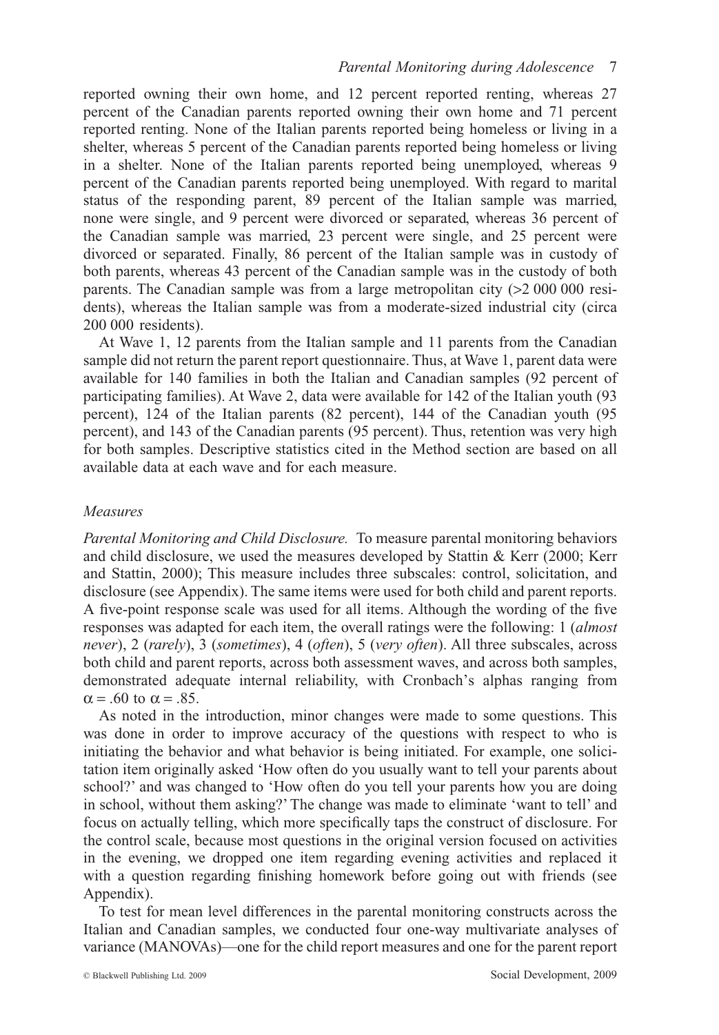reported owning their own home, and 12 percent reported renting, whereas 27 percent of the Canadian parents reported owning their own home and 71 percent reported renting. None of the Italian parents reported being homeless or living in a shelter, whereas 5 percent of the Canadian parents reported being homeless or living in a shelter. None of the Italian parents reported being unemployed, whereas 9 percent of the Canadian parents reported being unemployed. With regard to marital status of the responding parent, 89 percent of the Italian sample was married, none were single, and 9 percent were divorced or separated, whereas 36 percent of the Canadian sample was married, 23 percent were single, and 25 percent were divorced or separated. Finally, 86 percent of the Italian sample was in custody of both parents, whereas 43 percent of the Canadian sample was in the custody of both parents. The Canadian sample was from a large metropolitan city (>2 000 000 residents), whereas the Italian sample was from a moderate-sized industrial city (circa 200 000 residents).

At Wave 1, 12 parents from the Italian sample and 11 parents from the Canadian sample did not return the parent report questionnaire. Thus, at Wave 1, parent data were available for 140 families in both the Italian and Canadian samples (92 percent of participating families). At Wave 2, data were available for 142 of the Italian youth (93 percent), 124 of the Italian parents (82 percent), 144 of the Canadian youth (95 percent), and 143 of the Canadian parents (95 percent). Thus, retention was very high for both samples. Descriptive statistics cited in the Method section are based on all available data at each wave and for each measure.

### *Measures*

*Parental Monitoring and Child Disclosure.* To measure parental monitoring behaviors and child disclosure, we used the measures developed by Stattin & Kerr (2000; Kerr and Stattin, 2000); This measure includes three subscales: control, solicitation, and disclosure (see Appendix). The same items were used for both child and parent reports. A five-point response scale was used for all items. Although the wording of the five responses was adapted for each item, the overall ratings were the following: 1 (*almost never*), 2 (*rarely*), 3 (*sometimes*), 4 (*often*), 5 (*very often*). All three subscales, across both child and parent reports, across both assessment waves, and across both samples, demonstrated adequate internal reliability, with Cronbach's alphas ranging from $\alpha = .60$ to $\alpha = .85$.

As noted in the introduction, minor changes were made to some questions. This was done in order to improve accuracy of the questions with respect to who is initiating the behavior and what behavior is being initiated. For example, one solicitation item originally asked 'How often do you usually want to tell your parents about school?' and was changed to 'How often do you tell your parents how you are doing in school, without them asking?' The change was made to eliminate 'want to tell' and focus on actually telling, which more specifically taps the construct of disclosure. For the control scale, because most questions in the original version focused on activities in the evening, we dropped one item regarding evening activities and replaced it with a question regarding finishing homework before going out with friends (see Appendix).

To test for mean level differences in the parental monitoring constructs across the Italian and Canadian samples, we conducted four one-way multivariate analyses of variance (MANOVAs)—one for the child report measures and one for the parent report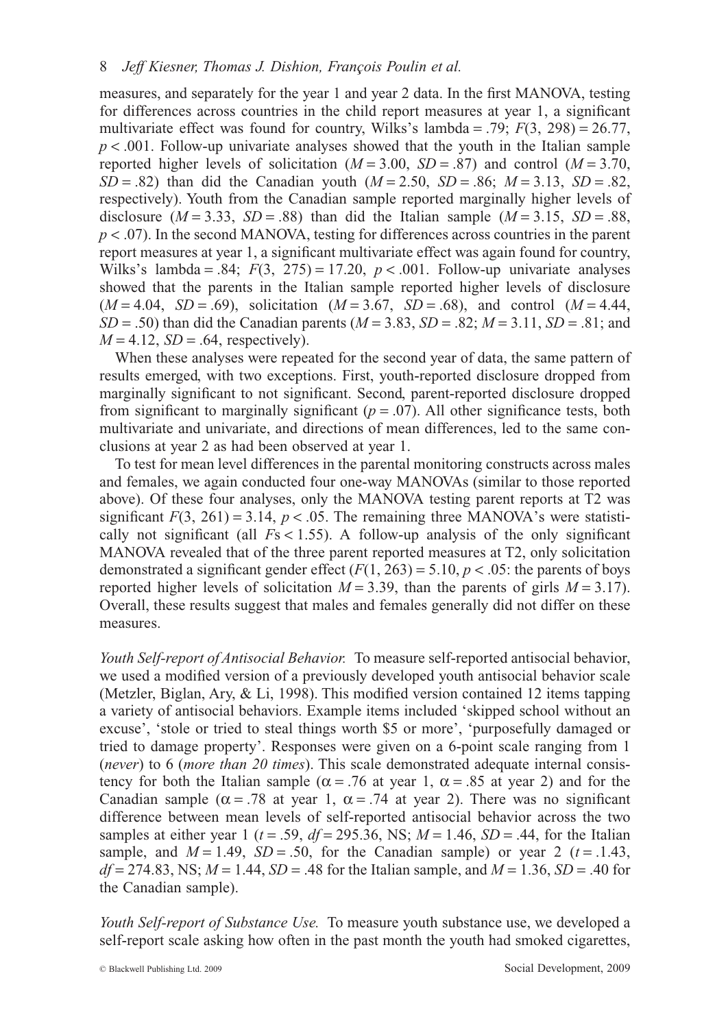measures, and separately for the year 1 and year 2 data. In the first MANOVA, testing for differences across countries in the child report measures at year 1, a significant multivariate effect was found for country, Wilks's lambda = .79; $F(3, 298) = 26.77$, $p < .001$. Follow-up univariate analyses showed that the youth in the Italian sample reported higher levels of solicitation ($M = 3.00$, $SD = .87$) and control ($M = 3.70$, $SD = .82$) than did the Canadian youth ($M = 2.50$, $SD = .86$; $M = 3.13$, $SD = .82$, respectively). Youth from the Canadian sample reported marginally higher levels of disclosure ($M = 3.33$, $SD = .88$) than did the Italian sample ($M = 3.15$, $SD = .88$, $p < .07$). In the second MANOVA, testing for differences across countries in the parent report measures at year 1, a significant multivariate effect was again found for country, Wilks's lambda = .84; $F(3, 275) = 17.20$, $p < .001$. Follow-up univariate analyses showed that the parents in the Italian sample reported higher levels of disclosure ($M = 4.04$, $SD = .69$), solicitation ($M = 3.67$, $SD = .68$), and control ($M = 4.44$, $SD = .50$) than did the Canadian parents ($M = 3.83$, $SD = .82$; $M = 3.11$, $SD = .81$; and $M = 4.12$, $SD = .64$, respectively).

When these analyses were repeated for the second year of data, the same pattern of results emerged, with two exceptions. First, youth-reported disclosure dropped from marginally significant to not significant. Second, parent-reported disclosure dropped from significant to marginally significant ($p = .07$). All other significance tests, both multivariate and univariate, and directions of mean differences, led to the same conclusions at year 2 as had been observed at year 1.

To test for mean level differences in the parental monitoring constructs across males and females, we again conducted four one-way MANOVAs (similar to those reported above). Of these four analyses, only the MANOVA testing parent reports at T2 was significant $F(3, 261) = 3.14$, $p < .05$. The remaining three MANOVA's were statistically not significant (all $F$s $< 1.55$). A follow-up analysis of the only significant MANOVA revealed that of the three parent reported measures at T2, only solicitation demonstrated a significant gender effect ($F(1, 263) = 5.10$, $p < .05$: the parents of boys reported higher levels of solicitation $M = 3.39$, than the parents of girls $M = 3.17$). Overall, these results suggest that males and females generally did not differ on these measures.

*Youth Self-report of Antisocial Behavior.* To measure self-reported antisocial behavior, we used a modified version of a previously developed youth antisocial behavior scale (Metzler, Biglan, Ary, & Li, 1998). This modified version contained 12 items tapping a variety of antisocial behaviors. Example items included 'skipped school without an excuse', 'stole or tried to steal things worth $5 or more', 'purposefully damaged or tried to damage property'. Responses were given on a 6-point scale ranging from 1 (*never*) to 6 (*more than 20 times*). This scale demonstrated adequate internal consistency for both the Italian sample ($\alpha = .76$ at year 1, $\alpha = .85$ at year 2) and for the Canadian sample ($\alpha = .78$ at year 1, $\alpha = .74$ at year 2). There was no significant difference between mean levels of self-reported antisocial behavior across the two samples at either year 1 ($t = .59$, $df = 295.36$, NS; $M = 1.46$, $SD = .44$, for the Italian sample, and $M = 1.49$, $SD = .50$, for the Canadian sample) or year 2 ($t = .1.43$, $df = 274.83$, NS; $M = 1.44$, $SD = .48$ for the Italian sample, and $M = 1.36$, $SD = .40$ for the Canadian sample).

*Youth Self-report of Substance Use.* To measure youth substance use, we developed a self-report scale asking how often in the past month the youth had smoked cigarettes,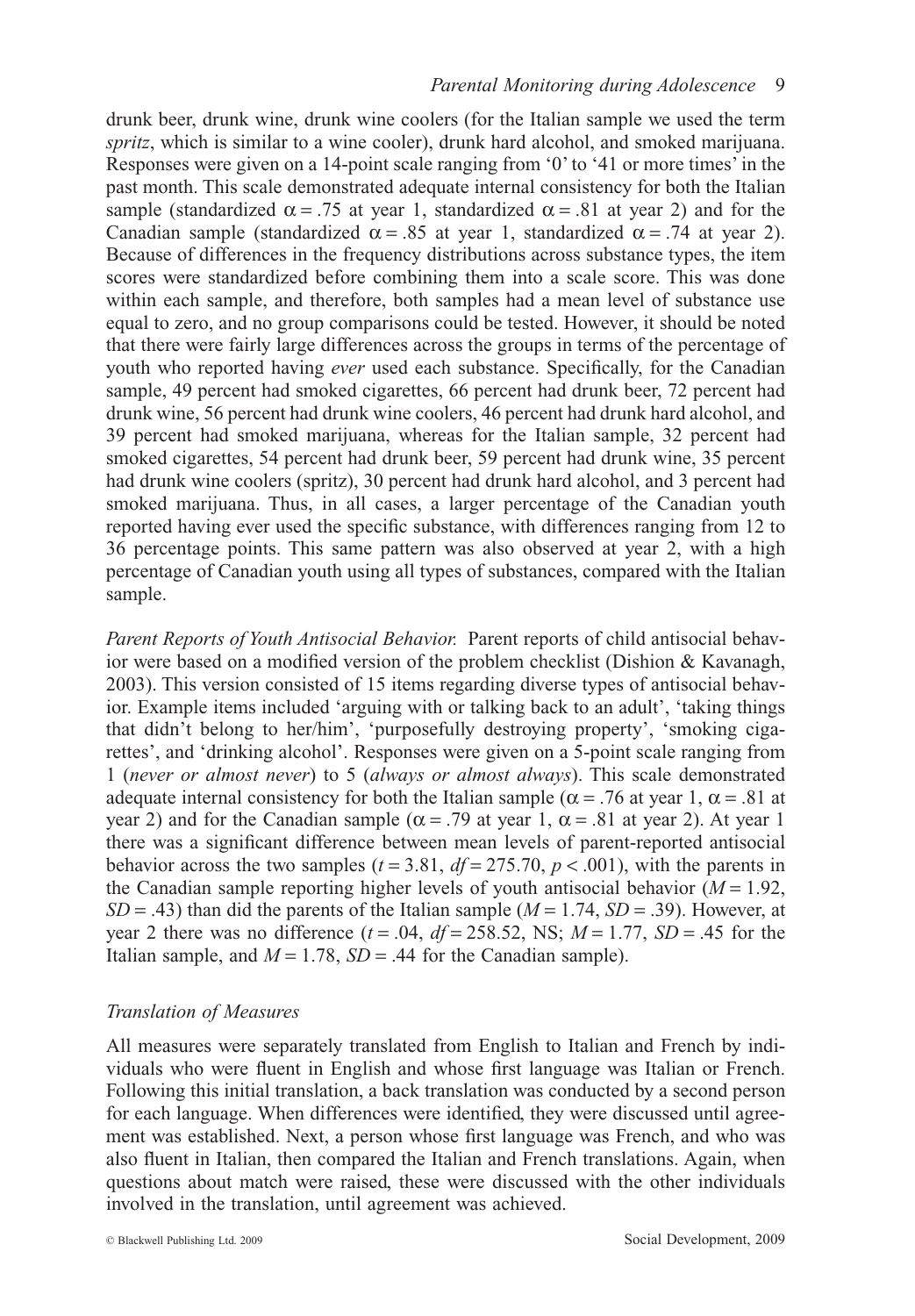drunk beer, drunk wine, drunk wine coolers (for the Italian sample we used the term *spritz*, which is similar to a wine cooler), drunk hard alcohol, and smoked marijuana. Responses were given on a 14-point scale ranging from '0' to '41 or more times' in the past month. This scale demonstrated adequate internal consistency for both the Italian sample (standardized $\alpha = .75$ at year 1, standardized $\alpha = .81$ at year 2) and for the Canadian sample (standardized $\alpha = .85$ at year 1, standardized $\alpha = .74$ at year 2). Because of differences in the frequency distributions across substance types, the item scores were standardized before combining them into a scale score. This was done within each sample, and therefore, both samples had a mean level of substance use equal to zero, and no group comparisons could be tested. However, it should be noted that there were fairly large differences across the groups in terms of the percentage of youth who reported having *ever* used each substance. Specifically, for the Canadian sample, 49 percent had smoked cigarettes, 66 percent had drunk beer, 72 percent had drunk wine, 56 percent had drunk wine coolers, 46 percent had drunk hard alcohol, and 39 percent had smoked marijuana, whereas for the Italian sample, 32 percent had smoked cigarettes, 54 percent had drunk beer, 59 percent had drunk wine, 35 percent had drunk wine coolers (spritz), 30 percent had drunk hard alcohol, and 3 percent had smoked marijuana. Thus, in all cases, a larger percentage of the Canadian youth reported having ever used the specific substance, with differences ranging from 12 to 36 percentage points. This same pattern was also observed at year 2, with a high percentage of Canadian youth using all types of substances, compared with the Italian sample.

*Parent Reports of Youth Antisocial Behavior.* Parent reports of child antisocial behavior were based on a modified version of the problem checklist (Dishion & Kavanagh, 2003). This version consisted of 15 items regarding diverse types of antisocial behavior. Example items included 'arguing with or talking back to an adult', 'taking things that didn't belong to her/him', 'purposefully destroying property', 'smoking cigarettes', and 'drinking alcohol'. Responses were given on a 5-point scale ranging from 1 (*never or almost never*) to 5 (*always or almost always*). This scale demonstrated adequate internal consistency for both the Italian sample ($\alpha = .76$ at year 1, $\alpha = .81$ at year 2) and for the Canadian sample ($\alpha = .79$ at year 1, $\alpha = .81$ at year 2). At year 1 there was a significant difference between mean levels of parent-reported antisocial behavior across the two samples ($t = 3.81$, $df = 275.70$, $p < .001$), with the parents in the Canadian sample reporting higher levels of youth antisocial behavior ($M = 1.92$, $SD = .43$) than did the parents of the Italian sample ($M = 1.74$, $SD = .39$). However, at year 2 there was no difference ($t = .04$, $df = 258.52$, NS; $M = 1.77$, $SD = .45$ for the Italian sample, and $M = 1.78$, $SD = .44$ for the Canadian sample).

### *Translation of Measures*

All measures were separately translated from English to Italian and French by individuals who were fluent in English and whose first language was Italian or French. Following this initial translation, a back translation was conducted by a second person for each language. When differences were identified, they were discussed until agreement was established. Next, a person whose first language was French, and who was also fluent in Italian, then compared the Italian and French translations. Again, when questions about match were raised, these were discussed with the other individuals involved in the translation, until agreement was achieved.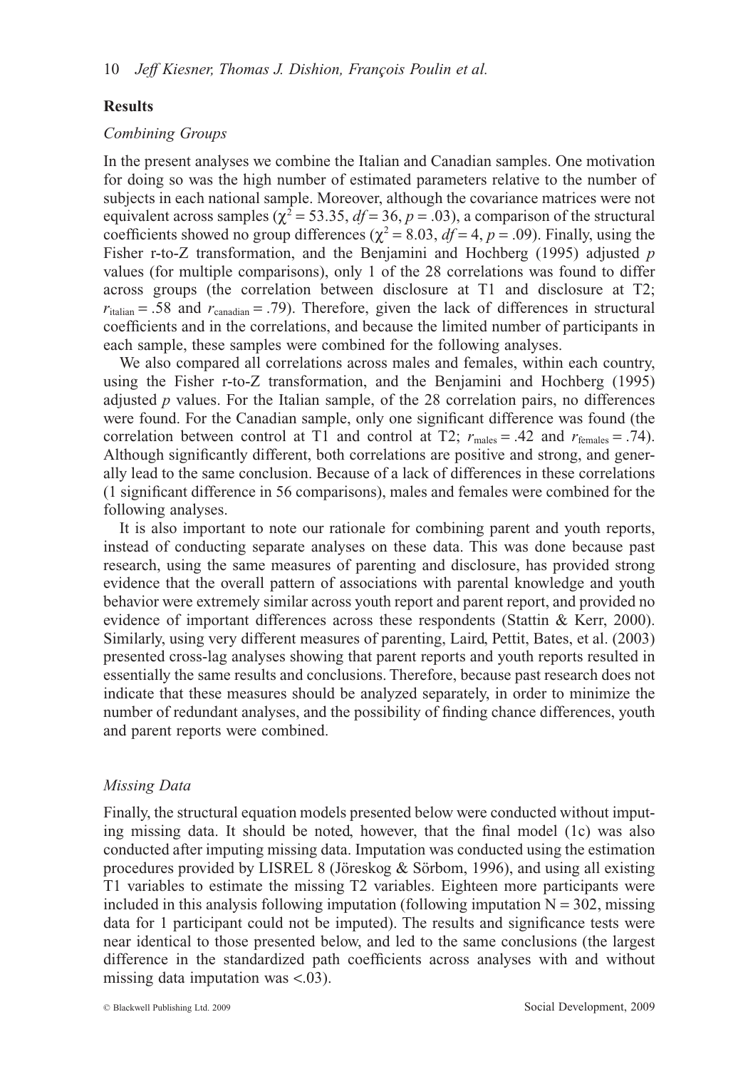## Results

### *Combining Groups*

In the present analyses we combine the Italian and Canadian samples. One motivation for doing so was the high number of estimated parameters relative to the number of subjects in each national sample. Moreover, although the covariance matrices were not equivalent across samples ($\chi^2 = 53.35$, $df = 36$, $p = .03$), a comparison of the structural coefficients showed no group differences ($\chi^2 = 8.03$, $df = 4$, $p = .09$). Finally, using the Fisher r-to-Z transformation, and the Benjamini and Hochberg (1995) adjusted *p* values (for multiple comparisons), only 1 of the 28 correlations was found to differ across groups (the correlation between disclosure at T1 and disclosure at T2; $r_{\text{italian}} = .58$ and $r_{\text{canadian}} = .79$). Therefore, given the lack of differences in structural coefficients and in the correlations, and because the limited number of participants in each sample, these samples were combined for the following analyses.

We also compared all correlations across males and females, within each country, using the Fisher r-to-Z transformation, and the Benjamini and Hochberg (1995) adjusted *p* values. For the Italian sample, of the 28 correlation pairs, no differences were found. For the Canadian sample, only one significant difference was found (the correlation between control at T1 and control at T2; $r_{\text{males}} = .42$ and $r_{\text{females}} = .74$). Although significantly different, both correlations are positive and strong, and generally lead to the same conclusion. Because of a lack of differences in these correlations (1 significant difference in 56 comparisons), males and females were combined for the following analyses.

It is also important to note our rationale for combining parent and youth reports, instead of conducting separate analyses on these data. This was done because past research, using the same measures of parenting and disclosure, has provided strong evidence that the overall pattern of associations with parental knowledge and youth behavior were extremely similar across youth report and parent report, and provided no evidence of important differences across these respondents (Stattin & Kerr, 2000). Similarly, using very different measures of parenting, Laird, Pettit, Bates, et al. (2003) presented cross-lag analyses showing that parent reports and youth reports resulted in essentially the same results and conclusions. Therefore, because past research does not indicate that these measures should be analyzed separately, in order to minimize the number of redundant analyses, and the possibility of finding chance differences, youth and parent reports were combined.

### *Missing Data*

Finally, the structural equation models presented below were conducted without imputing missing data. It should be noted, however, that the final model (1c) was also conducted after imputing missing data. Imputation was conducted using the estimation procedures provided by LISREL 8 (Jöreskog & Sörbom, 1996), and using all existing T1 variables to estimate the missing T2 variables. Eighteen more participants were included in this analysis following imputation (following imputation $N = 302$, missing data for 1 participant could not be imputed). The results and significance tests were near identical to those presented below, and led to the same conclusions (the largest difference in the standardized path coefficients across analyses with and without missing data imputation was $<.03$).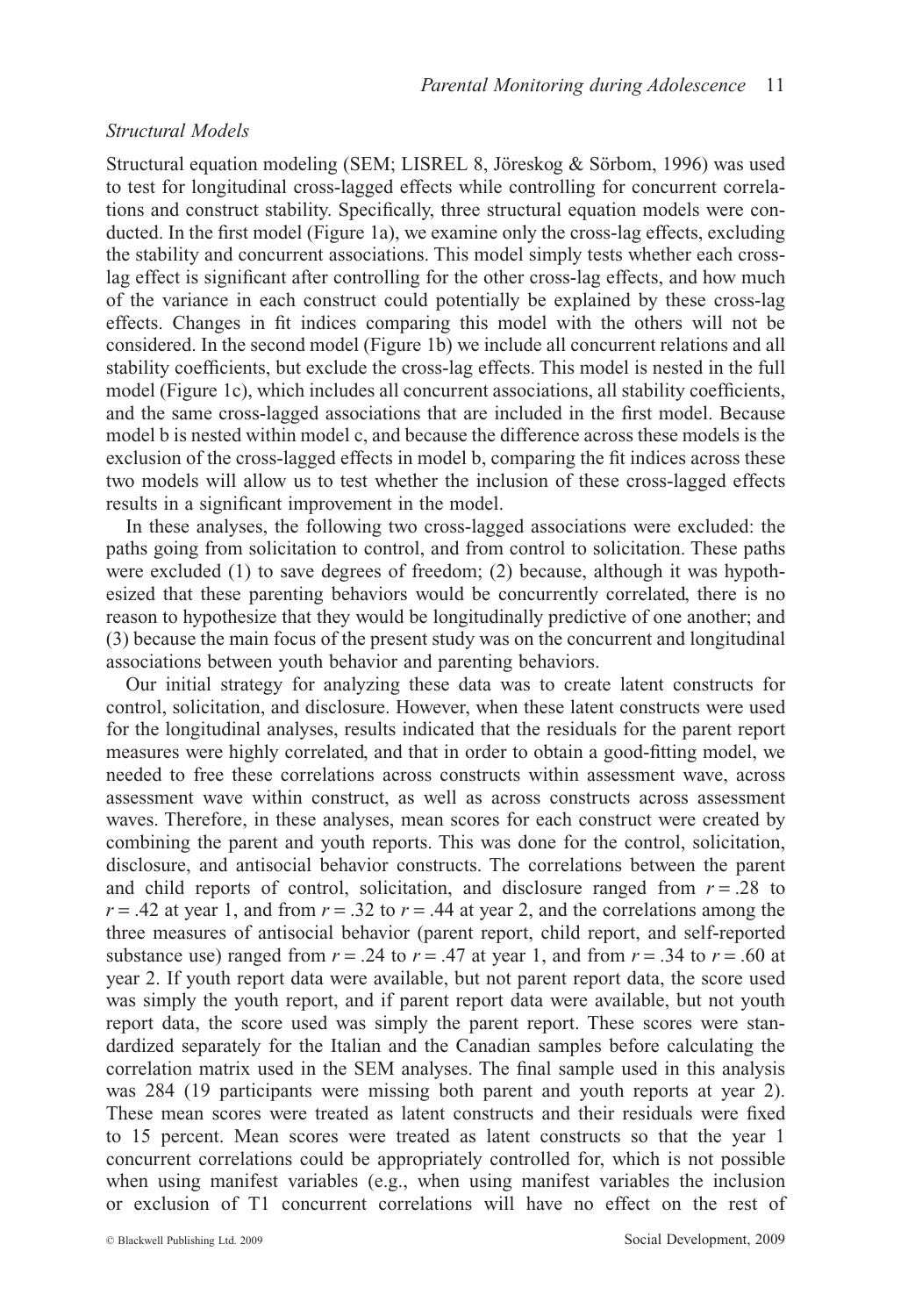*Structural Models*

Structural equation modeling (SEM; LISREL 8, Jöreskog & Sörbom, 1996) was used to test for longitudinal cross-lagged effects while controlling for concurrent correlations and construct stability. Specifically, three structural equation models were conducted. In the first model (Figure 1a), we examine only the cross-lag effects, excluding the stability and concurrent associations. This model simply tests whether each cross-lag effect is significant after controlling for the other cross-lag effects, and how much of the variance in each construct could potentially be explained by these cross-lag effects. Changes in fit indices comparing this model with the others will not be considered. In the second model (Figure 1b) we include all concurrent relations and all stability coefficients, but exclude the cross-lag effects. This model is nested in the full model (Figure 1c), which includes all concurrent associations, all stability coefficients, and the same cross-lagged associations that are included in the first model. Because model b is nested within model c, and because the difference across these models is the exclusion of the cross-lagged effects in model b, comparing the fit indices across these two models will allow us to test whether the inclusion of these cross-lagged effects results in a significant improvement in the model.

In these analyses, the following two cross-lagged associations were excluded: the paths going from solicitation to control, and from control to solicitation. These paths were excluded (1) to save degrees of freedom; (2) because, although it was hypothesized that these parenting behaviors would be concurrently correlated, there is no reason to hypothesize that they would be longitudinally predictive of one another; and (3) because the main focus of the present study was on the concurrent and longitudinal associations between youth behavior and parenting behaviors.

Our initial strategy for analyzing these data was to create latent constructs for control, solicitation, and disclosure. However, when these latent constructs were used for the longitudinal analyses, results indicated that the residuals for the parent report measures were highly correlated, and that in order to obtain a good-fitting model, we needed to free these correlations across constructs within assessment wave, across assessment wave within construct, as well as across constructs across assessment waves. Therefore, in these analyses, mean scores for each construct were created by combining the parent and youth reports. This was done for the control, solicitation, disclosure, and antisocial behavior constructs. The correlations between the parent and child reports of control, solicitation, and disclosure ranged from $r = .28$ to $r = .42$ at year 1, and from $r = .32$ to $r = .44$ at year 2, and the correlations among the three measures of antisocial behavior (parent report, child report, and self-reported substance use) ranged from $r = .24$ to $r = .47$ at year 1, and from $r = .34$ to $r = .60$ at year 2. If youth report data were available, but not parent report data, the score used was simply the youth report, and if parent report data were available, but not youth report data, the score used was simply the parent report. These scores were standardized separately for the Italian and the Canadian samples before calculating the correlation matrix used in the SEM analyses. The final sample used in this analysis was 284 (19 participants were missing both parent and youth reports at year 2). These mean scores were treated as latent constructs and their residuals were fixed to 15 percent. Mean scores were treated as latent constructs so that the year 1 concurrent correlations could be appropriately controlled for, which is not possible when using manifest variables (e.g., when using manifest variables the inclusion or exclusion of T1 concurrent correlations will have no effect on the rest of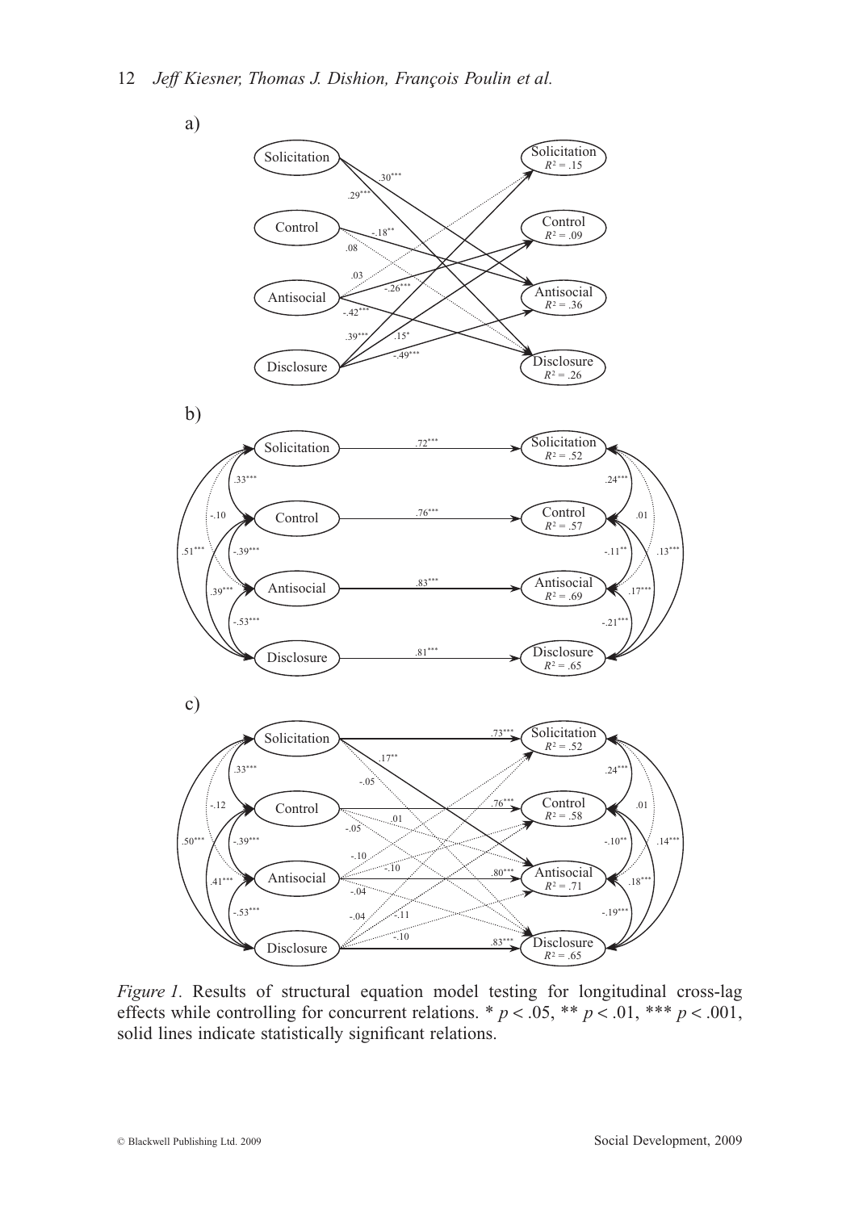a)

b)

c)

*Figure 1.* Results of structural equation model testing for longitudinal cross-lag effects while controlling for concurrent relations. * $p < .05$, ** $p < .01$, *** $p < .001$, solid lines indicate statistically significant relations.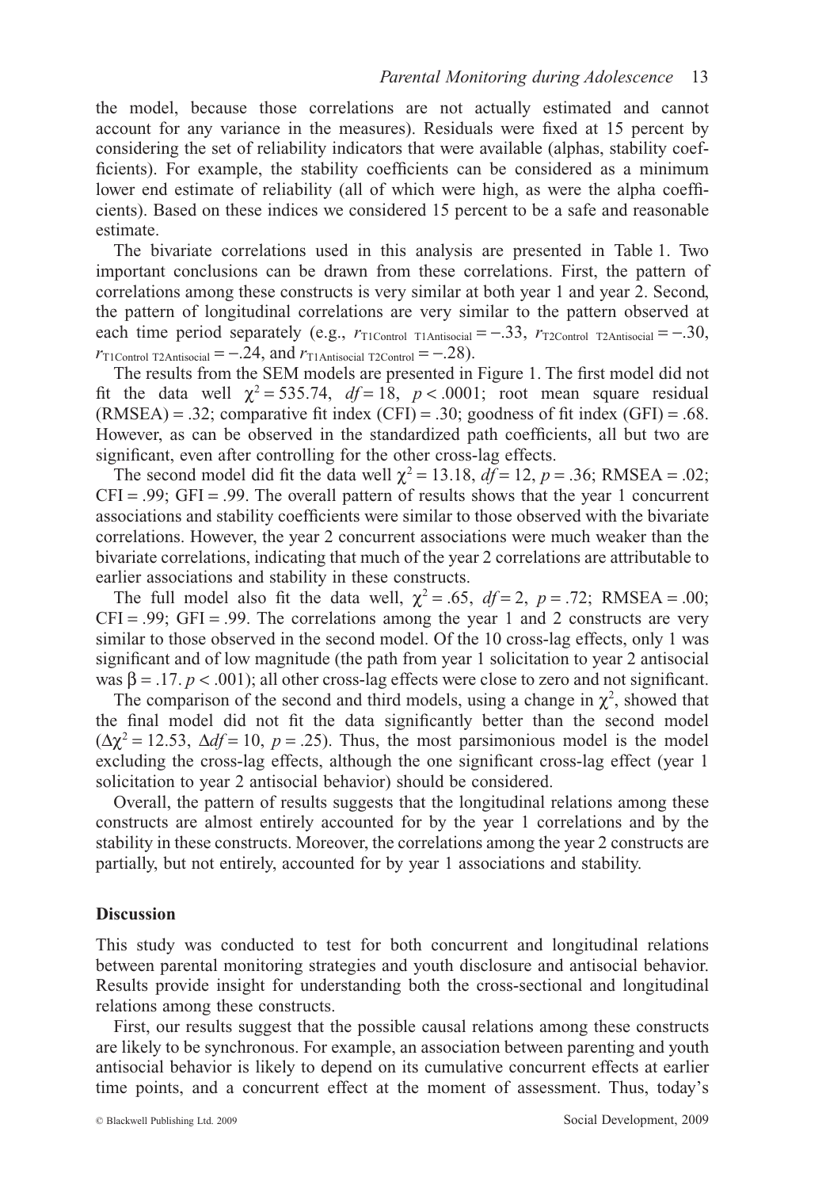the model, because those correlations are not actually estimated and cannot account for any variance in the measures). Residuals were fixed at 15 percent by considering the set of reliability indicators that were available (alphas, stability coefficients). For example, the stability coefficients can be considered as a minimum lower end estimate of reliability (all of which were high, as were the alpha coefficients). Based on these indices we considered 15 percent to be a safe and reasonable estimate.

The bivariate correlations used in this analysis are presented in Table 1. Two important conclusions can be drawn from these correlations. First, the pattern of correlations among these constructs is very similar at both year 1 and year 2. Second, the pattern of longitudinal correlations are very similar to the pattern observed at each time period separately (e.g., $r_{\text{T1Control T1Antisocial}} = -.33$, $r_{\text{T2Control T2Antisocial}} = -.30$, $r_{\text{T1Control T2Antisocial}} = -.24$, and $r_{\text{T1Antisocial T2Control}} = -.28$).

The results from the SEM models are presented in Figure 1. The first model did not fit the data well $\chi^2 = 535.74$, $df = 18$, $p < .0001$; root mean square residual (RMSEA) = .32; comparative fit index (CFI) = .30; goodness of fit index (GFI) = .68. However, as can be observed in the standardized path coefficients, all but two are significant, even after controlling for the other cross-lag effects.

The second model did fit the data well $\chi^2 = 13.18$, $df = 12$, $p = .36$; RMSEA = .02; CFI = .99; GFI = .99. The overall pattern of results shows that the year 1 concurrent associations and stability coefficients were similar to those observed with the bivariate correlations. However, the year 2 concurrent associations were much weaker than the bivariate correlations, indicating that much of the year 2 correlations are attributable to earlier associations and stability in these constructs.

The full model also fit the data well, $\chi^2 = .65$, $df = 2$, $p = .72$; RMSEA = .00; CFI = .99; GFI = .99. The correlations among the year 1 and 2 constructs are very similar to those observed in the second model. Of the 10 cross-lag effects, only 1 was significant and of low magnitude (the path from year 1 solicitation to year 2 antisocial was $\beta = .17$. $p < .001$); all other cross-lag effects were close to zero and not significant.

The comparison of the second and third models, using a change in $\chi^2$, showed that the final model did not fit the data significantly better than the second model ($\Delta\chi^2 = 12.53$, $\Delta df = 10$, $p = .25$). Thus, the most parsimonious model is the model excluding the cross-lag effects, although the one significant cross-lag effect (year 1 solicitation to year 2 antisocial behavior) should be considered.

Overall, the pattern of results suggests that the longitudinal relations among these constructs are almost entirely accounted for by the year 1 correlations and by the stability in these constructs. Moreover, the correlations among the year 2 constructs are partially, but not entirely, accounted for by year 1 associations and stability.

## Discussion

This study was conducted to test for both concurrent and longitudinal relations between parental monitoring strategies and youth disclosure and antisocial behavior. Results provide insight for understanding both the cross-sectional and longitudinal relations among these constructs.

First, our results suggest that the possible causal relations among these constructs are likely to be synchronous. For example, an association between parenting and youth antisocial behavior is likely to depend on its cumulative concurrent effects at earlier time points, and a concurrent effect at the moment of assessment. Thus, today's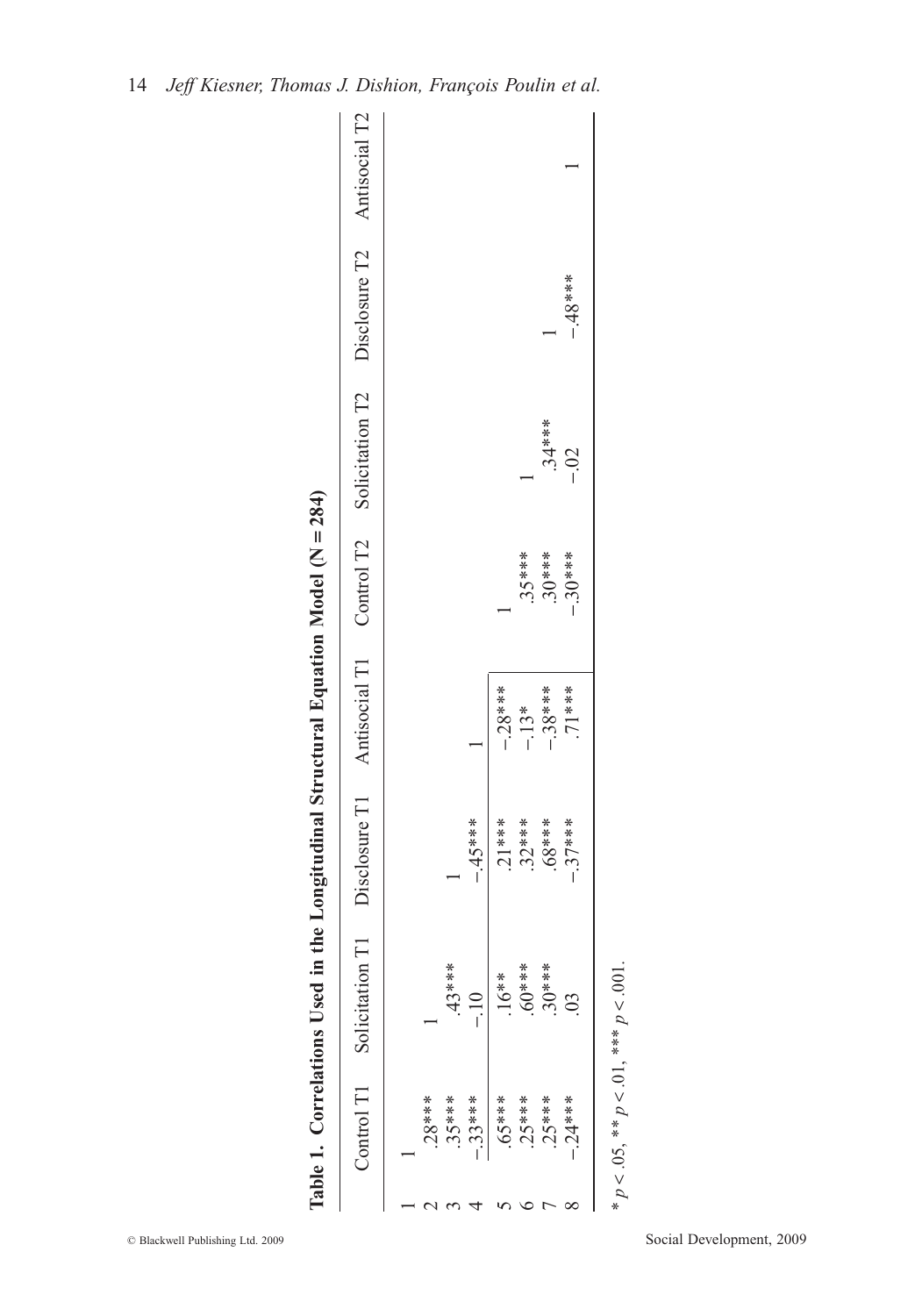**Table 1. Correlations Used in the Longitudinal Structural Equation Model (N = 284)**

| | Control T1 | Solicitation T1 | Disclosure T1 | Antisocial T1 | Control T2 | Solicitation T2 | Disclosure T2 | Antisocial T2 |
|---|---|---|---|---|---|---|---|---|
| 1 | 1 | | | | | | | |
| 2 | .28*** | 1 | | | | | | |
| 3 | .35*** | .43*** | 1 | | | | | |
| 4 | −.33*** | −.10 | −.45*** | 1 | | | | |
| 5 | .65*** | .16** | .21*** | −.28*** | 1 | | | |
| 6 | .25*** | .60*** | .32*** | −.13* | .35*** | 1 | | |
| 7 | .25*** | .30*** | .68*** | −.38*** | .30*** | .34*** | 1 | |
| 8 | −.24*** | .03 | −.37*** | .71*** | −.30*** | −.02 | −.48*** | 1 |

\* $p < .05$, \*\* $p < .01$, \*\*\* $p < .001$.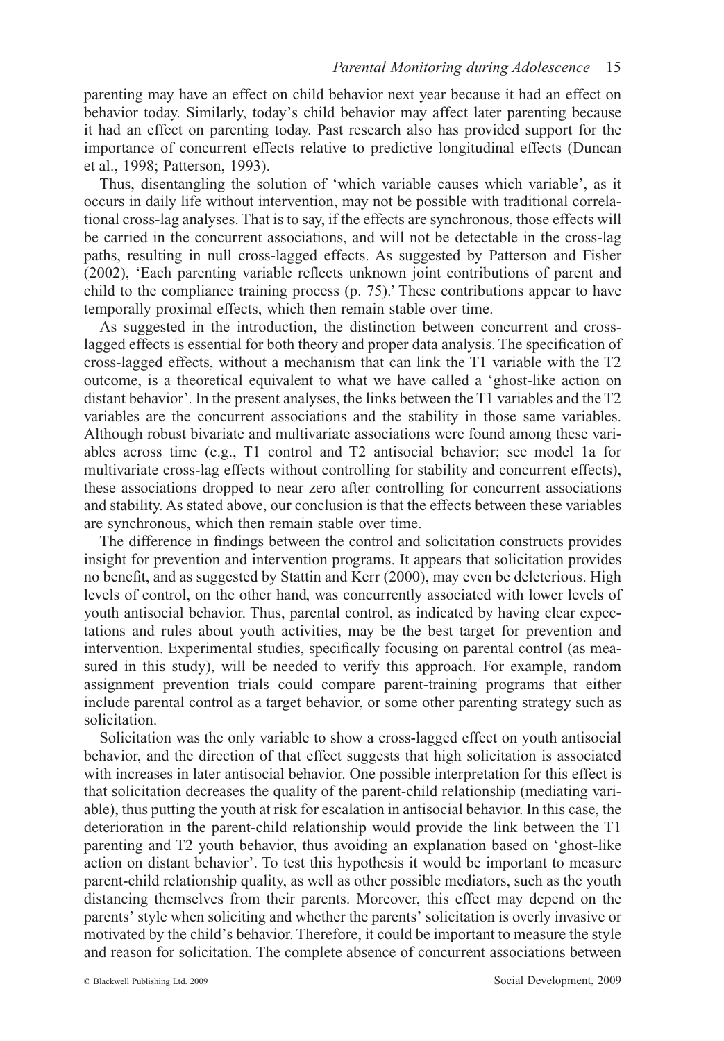parenting may have an effect on child behavior next year because it had an effect on behavior today. Similarly, today's child behavior may affect later parenting because it had an effect on parenting today. Past research also has provided support for the importance of concurrent effects relative to predictive longitudinal effects (Duncan et al., 1998; Patterson, 1993).

Thus, disentangling the solution of 'which variable causes which variable', as it occurs in daily life without intervention, may not be possible with traditional correlational cross-lag analyses. That is to say, if the effects are synchronous, those effects will be carried in the concurrent associations, and will not be detectable in the cross-lag paths, resulting in null cross-lagged effects. As suggested by Patterson and Fisher (2002), 'Each parenting variable reflects unknown joint contributions of parent and child to the compliance training process (p. 75).' These contributions appear to have temporally proximal effects, which then remain stable over time.

As suggested in the introduction, the distinction between concurrent and cross-lagged effects is essential for both theory and proper data analysis. The specification of cross-lagged effects, without a mechanism that can link the T1 variable with the T2 outcome, is a theoretical equivalent to what we have called a 'ghost-like action on distant behavior'. In the present analyses, the links between the T1 variables and the T2 variables are the concurrent associations and the stability in those same variables. Although robust bivariate and multivariate associations were found among these variables across time (e.g., T1 control and T2 antisocial behavior; see model 1a for multivariate cross-lag effects without controlling for stability and concurrent effects), these associations dropped to near zero after controlling for concurrent associations and stability. As stated above, our conclusion is that the effects between these variables are synchronous, which then remain stable over time.

The difference in findings between the control and solicitation constructs provides insight for prevention and intervention programs. It appears that solicitation provides no benefit, and as suggested by Stattin and Kerr (2000), may even be deleterious. High levels of control, on the other hand, was concurrently associated with lower levels of youth antisocial behavior. Thus, parental control, as indicated by having clear expectations and rules about youth activities, may be the best target for prevention and intervention. Experimental studies, specifically focusing on parental control (as measured in this study), will be needed to verify this approach. For example, random assignment prevention trials could compare parent-training programs that either include parental control as a target behavior, or some other parenting strategy such as solicitation.

Solicitation was the only variable to show a cross-lagged effect on youth antisocial behavior, and the direction of that effect suggests that high solicitation is associated with increases in later antisocial behavior. One possible interpretation for this effect is that solicitation decreases the quality of the parent-child relationship (mediating variable), thus putting the youth at risk for escalation in antisocial behavior. In this case, the deterioration in the parent-child relationship would provide the link between the T1 parenting and T2 youth behavior, thus avoiding an explanation based on 'ghost-like action on distant behavior'. To test this hypothesis it would be important to measure parent-child relationship quality, as well as other possible mediators, such as the youth distancing themselves from their parents. Moreover, this effect may depend on the parents' style when soliciting and whether the parents' solicitation is overly invasive or motivated by the child's behavior. Therefore, it could be important to measure the style and reason for solicitation. The complete absence of concurrent associations between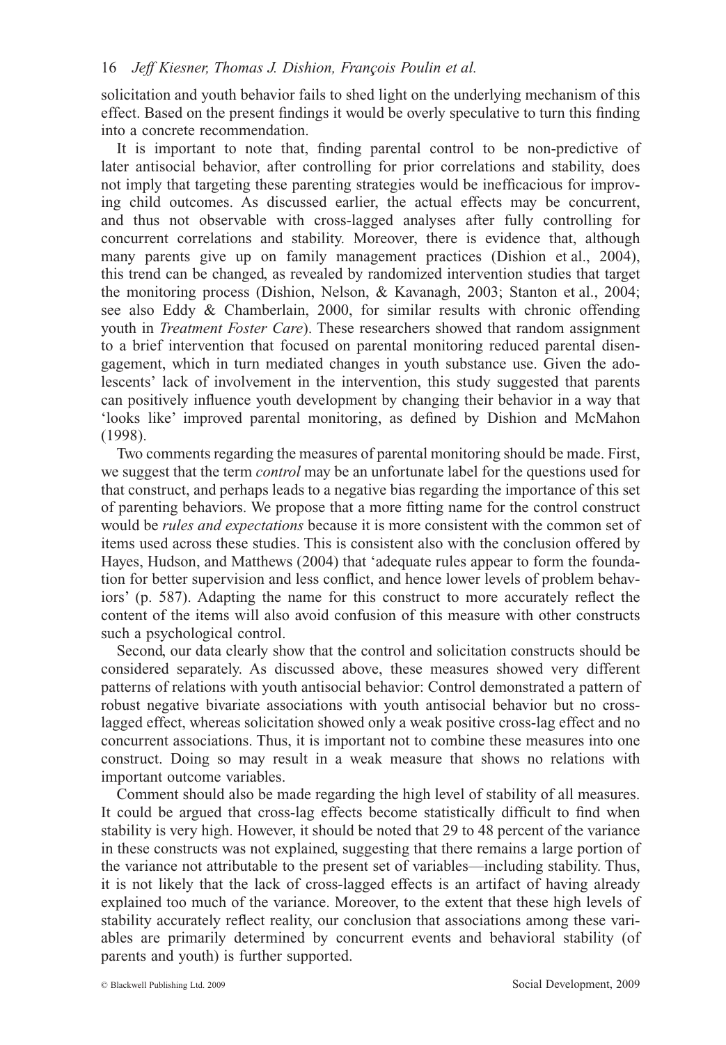solicitation and youth behavior fails to shed light on the underlying mechanism of this effect. Based on the present findings it would be overly speculative to turn this finding into a concrete recommendation.

It is important to note that, finding parental control to be non-predictive of later antisocial behavior, after controlling for prior correlations and stability, does not imply that targeting these parenting strategies would be inefficacious for improving child outcomes. As discussed earlier, the actual effects may be concurrent, and thus not observable with cross-lagged analyses after fully controlling for concurrent correlations and stability. Moreover, there is evidence that, although many parents give up on family management practices (Dishion et al., 2004), this trend can be changed, as revealed by randomized intervention studies that target the monitoring process (Dishion, Nelson, & Kavanagh, 2003; Stanton et al., 2004; see also Eddy & Chamberlain, 2000, for similar results with chronic offending youth in *Treatment Foster Care*). These researchers showed that random assignment to a brief intervention that focused on parental monitoring reduced parental disengagement, which in turn mediated changes in youth substance use. Given the adolescents' lack of involvement in the intervention, this study suggested that parents can positively influence youth development by changing their behavior in a way that 'looks like' improved parental monitoring, as defined by Dishion and McMahon (1998).

Two comments regarding the measures of parental monitoring should be made. First, we suggest that the term *control* may be an unfortunate label for the questions used for that construct, and perhaps leads to a negative bias regarding the importance of this set of parenting behaviors. We propose that a more fitting name for the control construct would be *rules and expectations* because it is more consistent with the common set of items used across these studies. This is consistent also with the conclusion offered by Hayes, Hudson, and Matthews (2004) that 'adequate rules appear to form the foundation for better supervision and less conflict, and hence lower levels of problem behaviors' (p. 587). Adapting the name for this construct to more accurately reflect the content of the items will also avoid confusion of this measure with other constructs such a psychological control.

Second, our data clearly show that the control and solicitation constructs should be considered separately. As discussed above, these measures showed very different patterns of relations with youth antisocial behavior: Control demonstrated a pattern of robust negative bivariate associations with youth antisocial behavior but no cross-lagged effect, whereas solicitation showed only a weak positive cross-lag effect and no concurrent associations. Thus, it is important not to combine these measures into one construct. Doing so may result in a weak measure that shows no relations with important outcome variables.

Comment should also be made regarding the high level of stability of all measures. It could be argued that cross-lag effects become statistically difficult to find when stability is very high. However, it should be noted that 29 to 48 percent of the variance in these constructs was not explained, suggesting that there remains a large portion of the variance not attributable to the present set of variables—including stability. Thus, it is not likely that the lack of cross-lagged effects is an artifact of having already explained too much of the variance. Moreover, to the extent that these high levels of stability accurately reflect reality, our conclusion that associations among these variables are primarily determined by concurrent events and behavioral stability (of parents and youth) is further supported.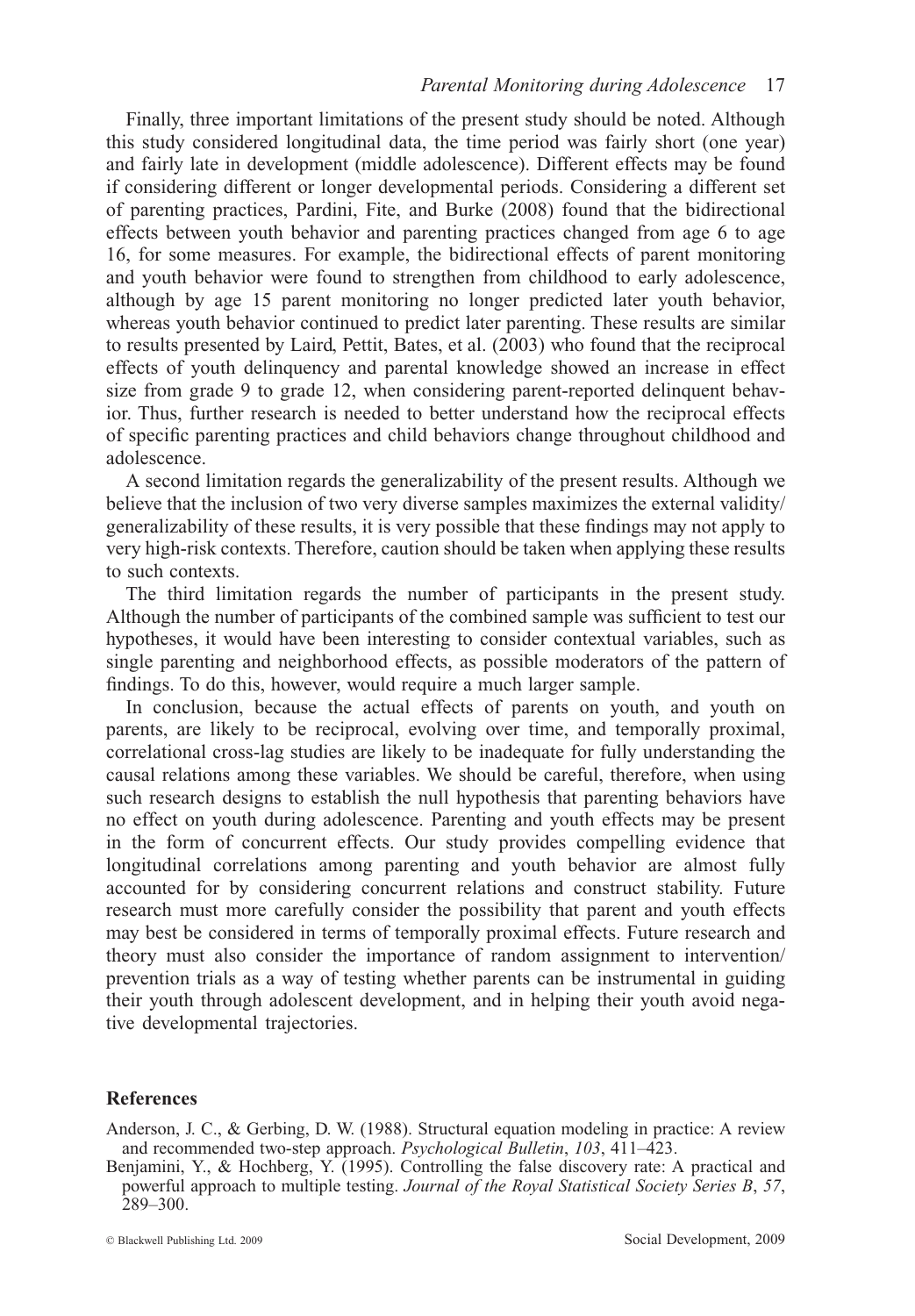Finally, three important limitations of the present study should be noted. Although this study considered longitudinal data, the time period was fairly short (one year) and fairly late in development (middle adolescence). Different effects may be found if considering different or longer developmental periods. Considering a different set of parenting practices, Pardini, Fite, and Burke (2008) found that the bidirectional effects between youth behavior and parenting practices changed from age 6 to age 16, for some measures. For example, the bidirectional effects of parent monitoring and youth behavior were found to strengthen from childhood to early adolescence, although by age 15 parent monitoring no longer predicted later youth behavior, whereas youth behavior continued to predict later parenting. These results are similar to results presented by Laird, Pettit, Bates, et al. (2003) who found that the reciprocal effects of youth delinquency and parental knowledge showed an increase in effect size from grade 9 to grade 12, when considering parent-reported delinquent behavior. Thus, further research is needed to better understand how the reciprocal effects of specific parenting practices and child behaviors change throughout childhood and adolescence.

A second limitation regards the generalizability of the present results. Although we believe that the inclusion of two very diverse samples maximizes the external validity/generalizability of these results, it is very possible that these findings may not apply to very high-risk contexts. Therefore, caution should be taken when applying these results to such contexts.

The third limitation regards the number of participants in the present study. Although the number of participants of the combined sample was sufficient to test our hypotheses, it would have been interesting to consider contextual variables, such as single parenting and neighborhood effects, as possible moderators of the pattern of findings. To do this, however, would require a much larger sample.

In conclusion, because the actual effects of parents on youth, and youth on parents, are likely to be reciprocal, evolving over time, and temporally proximal, correlational cross-lag studies are likely to be inadequate for fully understanding the causal relations among these variables. We should be careful, therefore, when using such research designs to establish the null hypothesis that parenting behaviors have no effect on youth during adolescence. Parenting and youth effects may be present in the form of concurrent effects. Our study provides compelling evidence that longitudinal correlations among parenting and youth behavior are almost fully accounted for by considering concurrent relations and construct stability. Future research must more carefully consider the possibility that parent and youth effects may best be considered in terms of temporally proximal effects. Future research and theory must also consider the importance of random assignment to intervention/prevention trials as a way of testing whether parents can be instrumental in guiding their youth through adolescent development, and in helping their youth avoid negative developmental trajectories.

## References

Anderson, J. C., & Gerbing, D. W. (1988). Structural equation modeling in practice: A review and recommended two-step approach. *Psychological Bulletin*, *103*, 411–423.

Benjamini, Y., & Hochberg, Y. (1995). Controlling the false discovery rate: A practical and powerful approach to multiple testing. *Journal of the Royal Statistical Society Series B*, *57*, 289–300.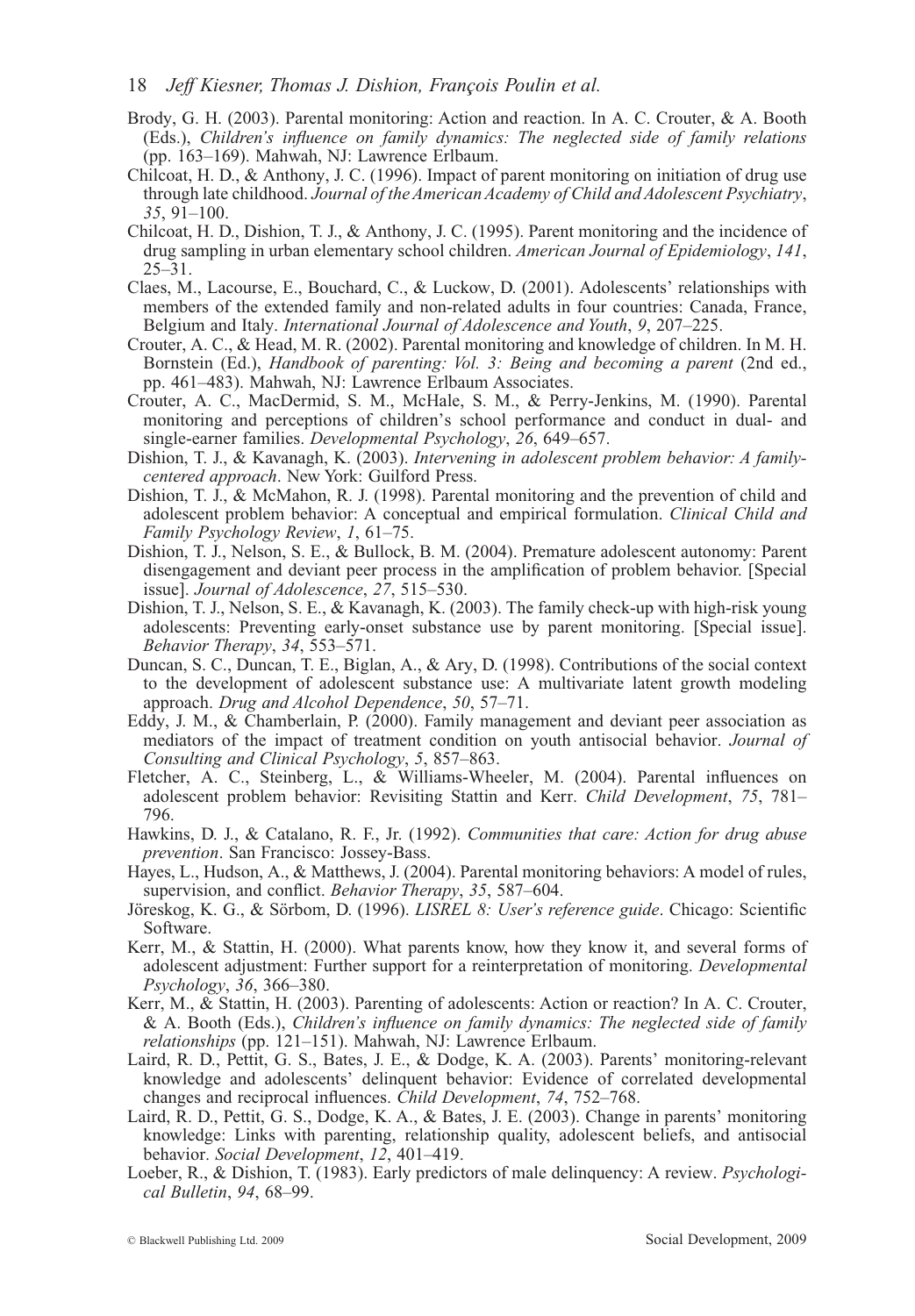Brody, G. H. (2003). Parental monitoring: Action and reaction. In A. C. Crouter, & A. Booth (Eds.), *Children's influence on family dynamics: The neglected side of family relations* (pp. 163–169). Mahwah, NJ: Lawrence Erlbaum.

Chilcoat, H. D., & Anthony, J. C. (1996). Impact of parent monitoring on initiation of drug use through late childhood. *Journal of the American Academy of Child and Adolescent Psychiatry*, *35*, 91–100.

Chilcoat, H. D., Dishion, T. J., & Anthony, J. C. (1995). Parent monitoring and the incidence of drug sampling in urban elementary school children. *American Journal of Epidemiology*, *141*, 25–31.

Claes, M., Lacourse, E., Bouchard, C., & Luckow, D. (2001). Adolescents' relationships with members of the extended family and non-related adults in four countries: Canada, France, Belgium and Italy. *International Journal of Adolescence and Youth*, *9*, 207–225.

Crouter, A. C., & Head, M. R. (2002). Parental monitoring and knowledge of children. In M. H. Bornstein (Ed.), *Handbook of parenting: Vol. 3: Being and becoming a parent* (2nd ed., pp. 461–483). Mahwah, NJ: Lawrence Erlbaum Associates.

Crouter, A. C., MacDermid, S. M., McHale, S. M., & Perry-Jenkins, M. (1990). Parental monitoring and perceptions of children's school performance and conduct in dual- and single-earner families. *Developmental Psychology*, *26*, 649–657.

Dishion, T. J., & Kavanagh, K. (2003). *Intervening in adolescent problem behavior: A family-centered approach*. New York: Guilford Press.

Dishion, T. J., & McMahon, R. J. (1998). Parental monitoring and the prevention of child and adolescent problem behavior: A conceptual and empirical formulation. *Clinical Child and Family Psychology Review*, *1*, 61–75.

Dishion, T. J., Nelson, S. E., & Bullock, B. M. (2004). Premature adolescent autonomy: Parent disengagement and deviant peer process in the amplification of problem behavior. [Special issue]. *Journal of Adolescence*, *27*, 515–530.

Dishion, T. J., Nelson, S. E., & Kavanagh, K. (2003). The family check-up with high-risk young adolescents: Preventing early-onset substance use by parent monitoring. [Special issue]. *Behavior Therapy*, *34*, 553–571.

Duncan, S. C., Duncan, T. E., Biglan, A., & Ary, D. (1998). Contributions of the social context to the development of adolescent substance use: A multivariate latent growth modeling approach. *Drug and Alcohol Dependence*, *50*, 57–71.

Eddy, J. M., & Chamberlain, P. (2000). Family management and deviant peer association as mediators of the impact of treatment condition on youth antisocial behavior. *Journal of Consulting and Clinical Psychology*, *5*, 857–863.

Fletcher, A. C., Steinberg, L., & Williams-Wheeler, M. (2004). Parental influences on adolescent problem behavior: Revisiting Stattin and Kerr. *Child Development*, *75*, 781–796.

Hawkins, D. J., & Catalano, R. F., Jr. (1992). *Communities that care: Action for drug abuse prevention*. San Francisco: Jossey-Bass.

Hayes, L., Hudson, A., & Matthews, J. (2004). Parental monitoring behaviors: A model of rules, supervision, and conflict. *Behavior Therapy*, *35*, 587–604.

Jöreskog, K. G., & Sörbom, D. (1996). *LISREL 8: User's reference guide*. Chicago: Scientific Software.

Kerr, M., & Stattin, H. (2000). What parents know, how they know it, and several forms of adolescent adjustment: Further support for a reinterpretation of monitoring. *Developmental Psychology*, *36*, 366–380.

Kerr, M., & Stattin, H. (2003). Parenting of adolescents: Action or reaction? In A. C. Crouter, & A. Booth (Eds.), *Children's influence on family dynamics: The neglected side of family relationships* (pp. 121–151). Mahwah, NJ: Lawrence Erlbaum.

Laird, R. D., Pettit, G. S., Bates, J. E., & Dodge, K. A. (2003). Parents' monitoring-relevant knowledge and adolescents' delinquent behavior: Evidence of correlated developmental changes and reciprocal influences. *Child Development*, *74*, 752–768.

Laird, R. D., Pettit, G. S., Dodge, K. A., & Bates, J. E. (2003). Change in parents' monitoring knowledge: Links with parenting, relationship quality, adolescent beliefs, and antisocial behavior. *Social Development*, *12*, 401–419.

Loeber, R., & Dishion, T. (1983). Early predictors of male delinquency: A review. *Psychological Bulletin*, *94*, 68–99.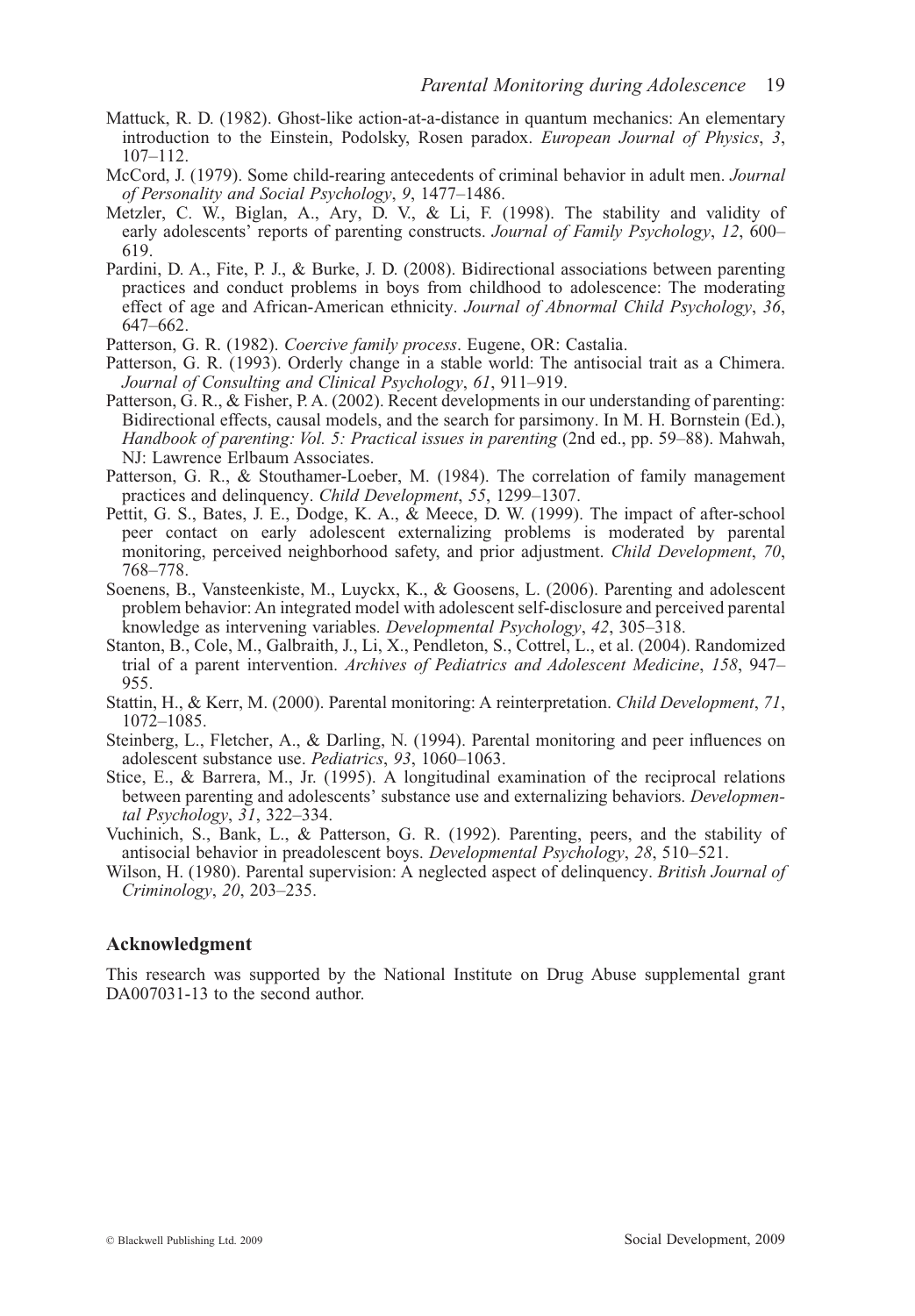Mattuck, R. D. (1982). Ghost-like action-at-a-distance in quantum mechanics: An elementary introduction to the Einstein, Podolsky, Rosen paradox. *European Journal of Physics*, *3*, 107–112.

McCord, J. (1979). Some child-rearing antecedents of criminal behavior in adult men. *Journal of Personality and Social Psychology*, *9*, 1477–1486.

Metzler, C. W., Biglan, A., Ary, D. V., & Li, F. (1998). The stability and validity of early adolescents' reports of parenting constructs. *Journal of Family Psychology*, *12*, 600–619.

Pardini, D. A., Fite, P. J., & Burke, J. D. (2008). Bidirectional associations between parenting practices and conduct problems in boys from childhood to adolescence: The moderating effect of age and African-American ethnicity. *Journal of Abnormal Child Psychology*, *36*, 647–662.

Patterson, G. R. (1982). *Coercive family process*. Eugene, OR: Castalia.

Patterson, G. R. (1993). Orderly change in a stable world: The antisocial trait as a Chimera. *Journal of Consulting and Clinical Psychology*, *61*, 911–919.

Patterson, G. R., & Fisher, P. A. (2002). Recent developments in our understanding of parenting: Bidirectional effects, causal models, and the search for parsimony. In M. H. Bornstein (Ed.), *Handbook of parenting: Vol. 5: Practical issues in parenting* (2nd ed., pp. 59–88). Mahwah, NJ: Lawrence Erlbaum Associates.

Patterson, G. R., & Stouthamer-Loeber, M. (1984). The correlation of family management practices and delinquency. *Child Development*, *55*, 1299–1307.

Pettit, G. S., Bates, J. E., Dodge, K. A., & Meece, D. W. (1999). The impact of after-school peer contact on early adolescent externalizing problems is moderated by parental monitoring, perceived neighborhood safety, and prior adjustment. *Child Development*, *70*, 768–778.

Soenens, B., Vansteenkiste, M., Luyckx, K., & Goosens, L. (2006). Parenting and adolescent problem behavior: An integrated model with adolescent self-disclosure and perceived parental knowledge as intervening variables. *Developmental Psychology*, *42*, 305–318.

Stanton, B., Cole, M., Galbraith, J., Li, X., Pendleton, S., Cottrel, L., et al. (2004). Randomized trial of a parent intervention. *Archives of Pediatrics and Adolescent Medicine*, *158*, 947–955.

Stattin, H., & Kerr, M. (2000). Parental monitoring: A reinterpretation. *Child Development*, *71*, 1072–1085.

Steinberg, L., Fletcher, A., & Darling, N. (1994). Parental monitoring and peer influences on adolescent substance use. *Pediatrics*, *93*, 1060–1063.

Stice, E., & Barrera, M., Jr. (1995). A longitudinal examination of the reciprocal relations between parenting and adolescents' substance use and externalizing behaviors. *Developmental Psychology*, *31*, 322–334.

Vuchinich, S., Bank, L., & Patterson, G. R. (1992). Parenting, peers, and the stability of antisocial behavior in preadolescent boys. *Developmental Psychology*, *28*, 510–521.

Wilson, H. (1980). Parental supervision: A neglected aspect of delinquency. *British Journal of Criminology*, *20*, 203–235.

## Acknowledgment

This research was supported by the National Institute on Drug Abuse supplemental grant DA007031-13 to the second author.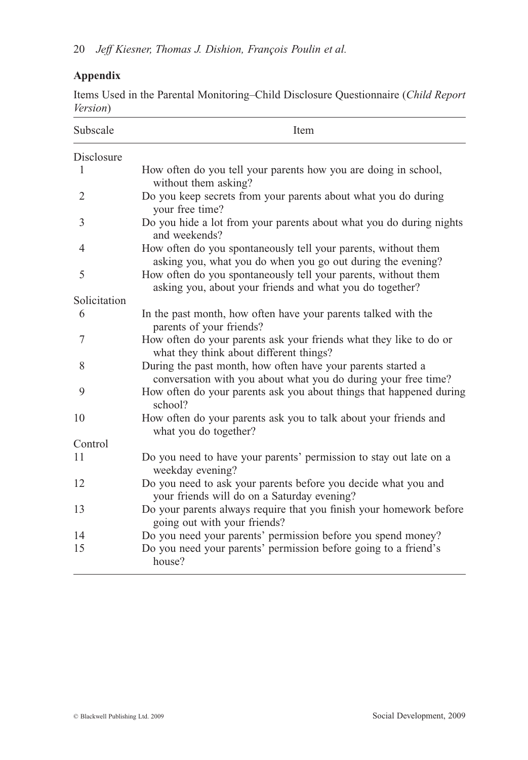## Appendix

Items Used in the Parental Monitoring–Child Disclosure Questionnaire (*Child Report Version*)

| Subscale | Item |
|---|---|
| Disclosure | |
| 1 | How often do you tell your parents how you are doing in school, without them asking? |
| 2 | Do you keep secrets from your parents about what you do during your free time? |
| 3 | Do you hide a lot from your parents about what you do during nights and weekends? |
| 4 | How often do you spontaneously tell your parents, without them asking you, what you do when you go out during the evening? |
| 5 | How often do you spontaneously tell your parents, without them asking you, about your friends and what you do together? |
| Solicitation | |
| 6 | In the past month, how often have your parents talked with the parents of your friends? |
| 7 | How often do your parents ask your friends what they like to do or what they think about different things? |
| 8 | During the past month, how often have your parents started a conversation with you about what you do during your free time? |
| 9 | How often do your parents ask you about things that happened during school? |
| 10 | How often do your parents ask you to talk about your friends and what you do together? |
| Control | |
| 11 | Do you need to have your parents' permission to stay out late on a weekday evening? |
| 12 | Do you need to ask your parents before you decide what you and your friends will do on a Saturday evening? |
| 13 | Do your parents always require that you finish your homework before going out with your friends? |
| 14 | Do you need your parents' permission before you spend money? |
| 15 | Do you need your parents' permission before going to a friend's house? |